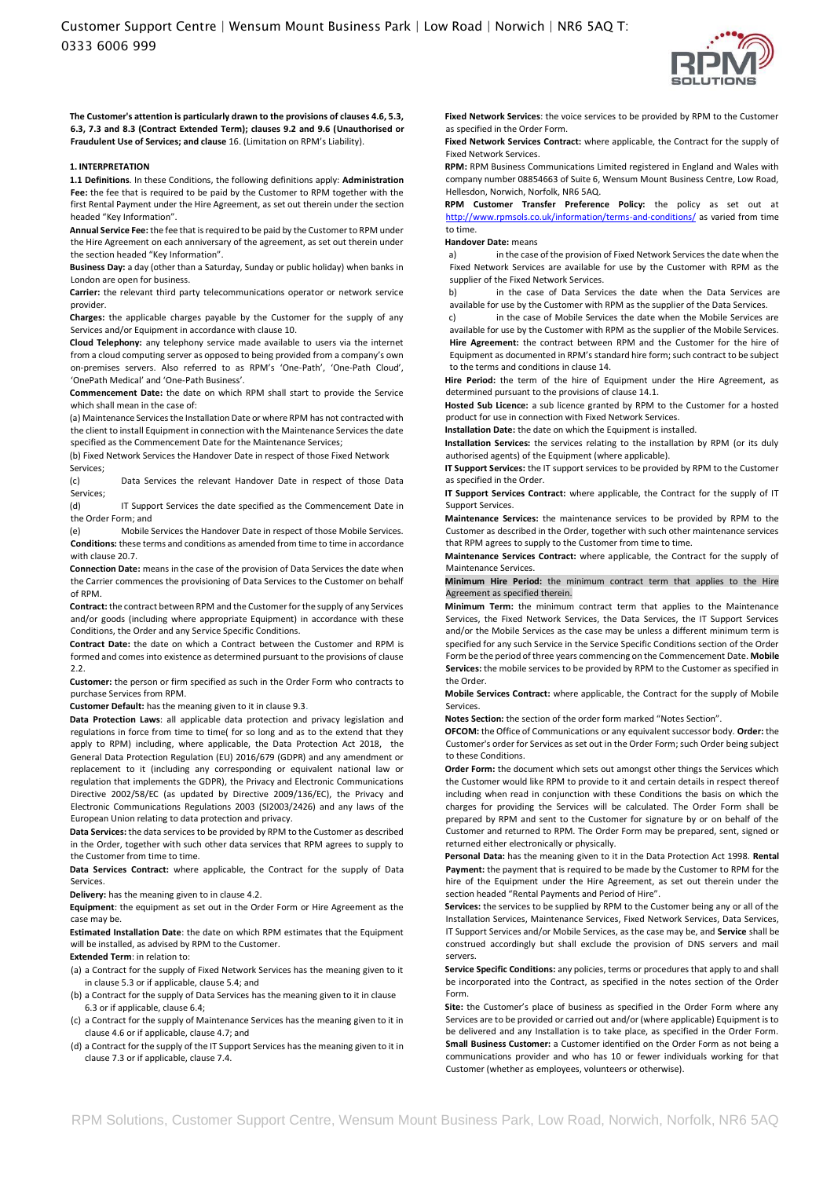**The Customer's attention is particularly drawn to the provisions of clauses 4.6, 5.3, 6.3, 7.3 and 8.3 (Contract Extended Term); clauses 9.2 and 9.6 (Unauthorised or Fraudulent Use of Services; and clause** 16. (Limitation on RPM's Liability).

## 1. INTERPRETATION

**1.1 Definitions**. In these Conditions, the following definitions apply: **Administration Fee:** the fee that is required to be paid by the Customer to RPM together with the first Rental Payment under the Hire Agreement, as set out therein under the section headed "Key Information".

**Annual Service Fee:** the fee that is required to be paid by the Customer to RPM under the Hire Agreement on each anniversary of the agreement, as set out therein under the section headed "Key Information".

**Business Day:** a day (other than a Saturday, Sunday or public holiday) when banks in London are open for business.

**Carrier:** the relevant third party telecommunications operator or network service provider.

**Charges:** the applicable charges payable by the Customer for the supply of any Services and/or Equipment in accordance with clause 10.

**Cloud Telephony:** any telephony service made available to users via the internet from a cloud computing server as opposed to being provided from a company's own on-premises servers. Also referred to as RPM's 'One-Path', 'One-Path Cloud', 'OnePath Medical' and 'One-Path Business'.

**Commencement Date:** the date on which RPM shall start to provide the Service which shall mean in the case of:

(a) Maintenance Services the Installation Date or where RPM has not contracted with the client to install Equipment in connection with the Maintenance Services the date specified as the Commencement Date for the Maintenance Services;

(b) Fixed Network Services the Handover Date in respect of those Fixed Network Services;

(c) Data Services the relevant Handover Date in respect of those Data Services;

(d) IT Support Services the date specified as the Commencement Date in the Order Form; and

(e) Mobile Services the Handover Date in respect of those Mobile Services.

**Conditions:** these terms and conditions as amended from time to time in accordance with clause 20.7.

**Connection Date:** means in the case of the provision of Data Services the date when the Carrier commences the provisioning of Data Services to the Customer on behalf of RPM.

**Contract:** the contract between RPM and the Customer for the supply of any Services and/or goods (including where appropriate Equipment) in accordance with these Conditions, the Order and any Service Specific Conditions.

**Contract Date:** the date on which a Contract between the Customer and RPM is formed and comes into existence as determined pursuant to the provisions of clause 2.2.

**Customer:** the person or firm specified as such in the Order Form who contracts to purchase Services from RPM.

**Customer Default:** has the meaning given to it in clause 9.3.

**Data Protection Laws**: all applicable data protection and privacy legislation and regulations in force from time to time( for so long and as to the extend that they apply to RPM) including, where applicable, the Data Protection Act 2018, the General Data Protection Regulation (EU) 2016/679 (GDPR) and any amendment or replacement to it (including any corresponding or equivalent national law or regulation that implements the GDPR), the Privacy and Electronic Communications Directive 2002/58/EC (as updated by Directive 2009/136/EC), the Privacy and Electronic Communications Regulations 2003 (SI2003/2426) and any laws of the European Union relating to data protection and privacy.

**Data Services:** the data services to be provided by RPM to the Customer as described in the Order, together with such other data services that RPM agrees to supply to the Customer from time to time.

**Data Services Contract:** where applicable, the Contract for the supply of Data Services.

**Delivery:** has the meaning given to in clause 4.2.

**Equipment:** the equipment as set out in the Order Form or Hire Agreement as the case may be.

**Estimated Installation Date**: the date on which RPM estimates that the Equipment will be installed, as advised by RPM to the Customer.

**Extended Term**: in relation to:

(a) a Contract for the supply of Fixed Network Services has the meaning given to it in clause 5.3 or if applicable, clause 5.4; and

(b) a Contract for the supply of Data Services has the meaning given to it in clause 6.3 or if applicable, clause 6.4;

(c) a Contract for the supply of Maintenance Services has the meaning given to it in clause 4.6 or if applicable, clause 4.7; and

(d) a Contract for the supply of the IT Support Services has the meaning given to it in clause 7.3 or if applicable, clause 7.4.

**Fixed Network Services**: the voice services to be provided by RPM to the Customer as specified in the Order Form.

**Fixed Network Services Contract:** where applicable, the Contract for the supply of Fixed Network Services.

**RPM:** RPM Business Communications Limited registered in England and Wales with company number 08854663 of Suite 6, Wensum Mount Business Centre, Low Road, Hellesdon, Norwich, Norfolk, NR6 5AQ.

**RPM Customer Transfer Preference Policy:** the policy as set out at http://www.rpmsols.co.uk/information/terms-and-conditions/ as varied from time to time.

**Handover Date:** means

a) in the case of the provision of Fixed Network Services the date when the Fixed Network Services are available for use by the Customer with RPM as the supplier of the Fixed Network Services.

b) in the case of Data Services the date when the Data Services are available for use by the Customer with RPM as the supplier of the Data Services.

c) in the case of Mobile Services the date when the Mobile Services are available for use by the Customer with RPM as the supplier of the Mobile Services.

**Hire Agreement:** the contract between RPM and the Customer for the hire of Equipment as documented in RPM's standard hire form; such contract to be subject to the terms and conditions in clause 14.

**Hire Period:** the term of the hire of Equipment under the Hire Agreement, as determined pursuant to the provisions of clause 14.1.

**Hosted Sub Licence:** a sub licence granted by RPM to the Customer for a hosted product for use in connection with Fixed Network Services.

**Installation Date:** the date on which the Equipment is installed.

**Installation Services:** the services relating to the installation by RPM (or its duly authorised agents) of the Equipment (where applicable).

**IT Support Services:** the IT support services to be provided by RPM to the Customer as specified in the Order.

**IT Support Services Contract:** where applicable, the Contract for the supply of IT Support Services.

**Maintenance Services:** the maintenance services to be provided by RPM to the Customer as described in the Order, together with such other maintenance services that RPM agrees to supply to the Customer from time to time.

**Maintenance Services Contract:** where applicable, the Contract for the supply of Maintenance Services.

**Minimum Hire Period:** the minimum contract term that applies to the Hire Agreement as specified therein.

**Minimum Term:** the minimum contract term that applies to the Maintenance Services, the Fixed Network Services, the Data Services, the IT Support Services and/or the Mobile Services as the case may be unless a different minimum term is specified for any such Service in the Service Specific Conditions section of the Order Form be the period of three years commencing on the Commencement Date. **Mobile Services:** the mobile services to be provided by RPM to the Customer as specified in the Order.

**Mobile Services Contract:** where applicable, the Contract for the supply of Mobile Services.

**Notes Section:** the section of the order form marked "Notes Section".

**OFCOM:** the Office of Communications or any equivalent successor body. **Order:** the Customer's order for Services as set out in the Order Form; such Order being subject to these Conditions.

**Order Form:** the document which sets out amongst other things the Services which the Customer would like RPM to provide to it and certain details in respect thereof including when read in conjunction with these Conditions the basis on which the charges for providing the Services will be calculated. The Order Form shall be prepared by RPM and sent to the Customer for signature by or on behalf of the Customer and returned to RPM. The Order Form may be prepared, sent, signed or returned either electronically or physically.

**Personal Data:** has the meaning given to it in the Data Protection Act 1998. **Rental Payment:** the payment that is required to be made by the Customer to RPM for the hire of the Equipment under the Hire Agreement, as set out therein under the section headed "Rental Payments and Period of Hire".

**Services:** the services to be supplied by RPM to the Customer being any or all of the Installation Services, Maintenance Services, Fixed Network Services, Data Services, IT Support Services and/or Mobile Services, as the case may be, and **Service** shall be construed accordingly but shall exclude the provision of DNS servers and mail servers.

**Service Specific Conditions:** any policies, terms or procedures that apply to and shall be incorporated into the Contract, as specified in the notes section of the Order Form.

**Site:** the Customer's place of business as specified in the Order Form where any Services are to be provided or carried out and/or (where applicable) Equipment is to be delivered and any Installation is to take place, as specified in the Order Form.

**Small Business Customer:** a Customer identified on the Order Form as not being a communications provider and who has 10 or fewer individuals working for that Customer (whether as employees, volunteers or otherwise).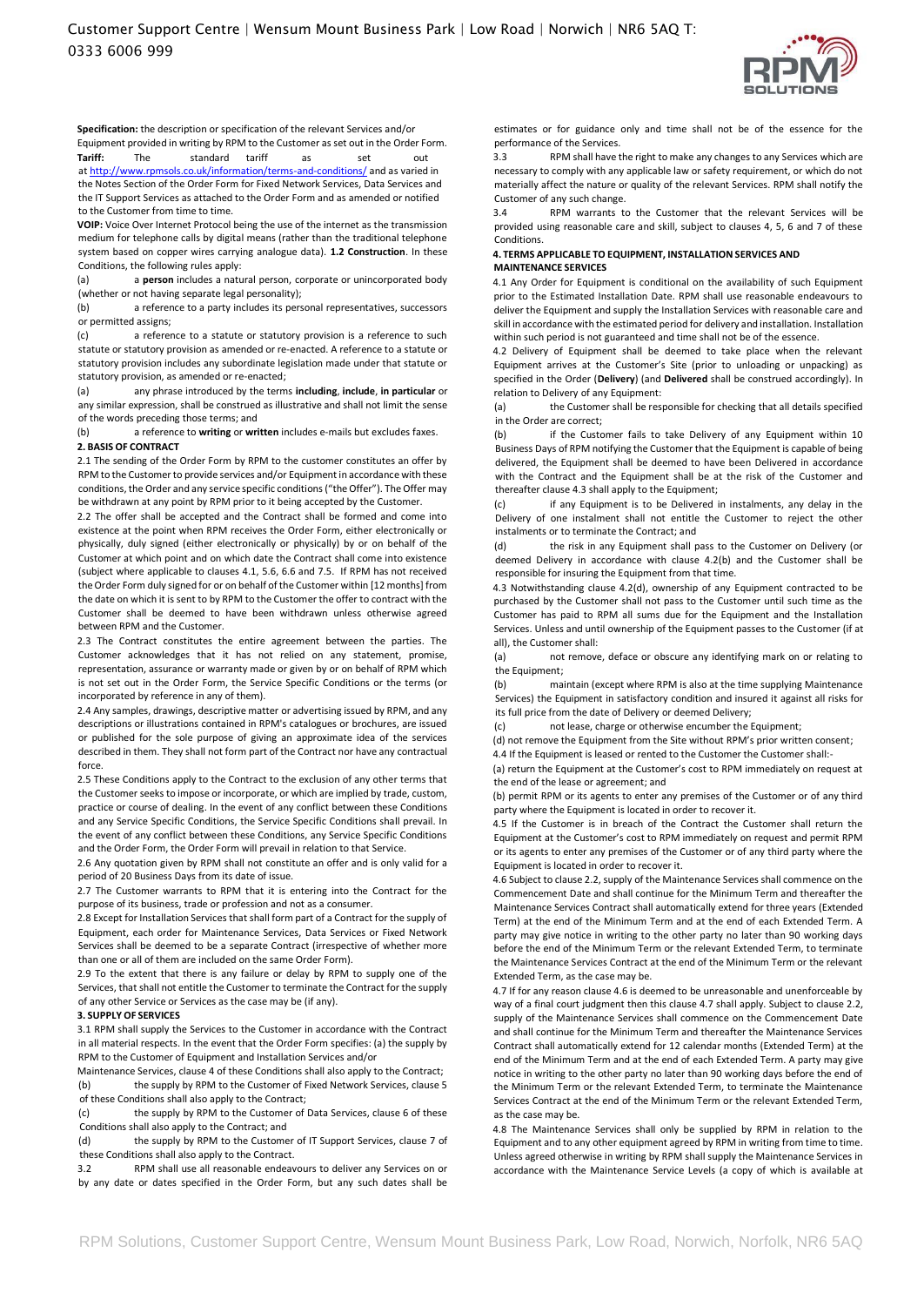**Specification:** the description or specification of the relevant Services and/or Equipment provided in writing by RPM to the Customer as set out in the Order Form.

**Tariff:** The standard tariff as set out at http://www.rpmsols.co.uk/information/terms-and-conditions/ and as varied in the Notes Section of the Order Form for Fixed Network Services, Data Services and the IT Support Services as attached to the Order Form and as amended or notified to the Customer from time to time.

**VOIP:** Voice Over Internet Protocol being the use of the internet as the transmission medium for telephone calls by digital means (rather than the traditional telephone system based on copper wires carrying analogue data). **1.2 Construction**. In these Conditions, the following rules apply:

(a) a **person** includes a natural person, corporate or unincorporated body (whether or not having separate legal personality);

(b) a reference to a party includes its personal representatives, successors or permitted assigns;

(c) a reference to a statute or statutory provision is a reference to such statute or statutory provision as amended or re-enacted. A reference to a statute or statutory provision includes any subordinate legislation made under that statute or statutory provision, as amended or re-enacted;

(a) any phrase introduced by the terms **including**, **include**, **in particular** or any similar expression, shall be construed as illustrative and shall not limit the sense of the words preceding those terms; and

(b) a reference to **writing** or **written** includes e-mails but excludes faxes.

**2. BASIS OF CONTRACT**

2.1 The sending of the Order Form by RPM to the customer constitutes an offer by RPM to the Customer to provide services and/or Equipment in accordance with these conditions, the Order and any service specific conditions ("the Offer"). The Offer may be withdrawn at any point by RPM prior to it being accepted by the Customer.

2.2 The offer shall be accepted and the Contract shall be formed and come into existence at the point when RPM receives the Order Form, either electronically or physically, duly signed (either electronically or physically) by or on behalf of the Customer at which point and on which date the Contract shall come into existence (subject where applicable to clauses 4.1, 5.6, 6.6 and 7.5. If RPM has not received the Order Form duly signed for or on behalf of the Customer within [12 months] from the date on which it is sent to by RPM to the Customer the offer to contract with the Customer shall be deemed to have been withdrawn unless otherwise agreed between RPM and the Customer.

2.3 The Contract constitutes the entire agreement between the parties. The Customer acknowledges that it has not relied on any statement, promise, representation, assurance or warranty made or given by or on behalf of RPM which is not set out in the Order Form, the Service Specific Conditions or the terms (or incorporated by reference in any of them).

2.4 Any samples, drawings, descriptive matter or advertising issued by RPM, and any descriptions or illustrations contained in RPM's catalogues or brochures, are issued or published for the sole purpose of giving an approximate idea of the services described in them. They shall not form part of the Contract nor have any contractual force.

2.5 These Conditions apply to the Contract to the exclusion of any other terms that the Customer seeks to impose or incorporate, or which are implied by trade, custom, practice or course of dealing. In the event of any conflict between these Conditions and any Service Specific Conditions, the Service Specific Conditions shall prevail. In the event of any conflict between these Conditions, any Service Specific Conditions and the Order Form, the Order Form will prevail in relation to that Service.

2.6 Any quotation given by RPM shall not constitute an offer and is only valid for a period of 20 Business Days from its date of issue.

2.7 The Customer warrants to RPM that it is entering into the Contract for the purpose of its business, trade or profession and not as a consumer.

2.8 Except for Installation Services that shall form part of a Contract for the supply of Equipment, each order for Maintenance Services, Data Services or Fixed Network Services shall be deemed to be a separate Contract (irrespective of whether more than one or all of them are included on the same Order Form).

2.9 To the extent that there is any failure or delay by RPM to supply one of the Services, that shall not entitle the Customer to terminate the Contract for the supply of any other Service or Services as the case may be (if any).

**3. SUPPLY OF SERVICES**

3.1 RPM shall supply the Services to the Customer in accordance with the Contract in all material respects. In the event that the Order Form specifies: (a) the supply by RPM to the Customer of Equipment and Installation Services and/or Maintenance Services, clause 4 of these Conditions shall also apply to the Contract;

(b) the supply by RPM to the Customer of Fixed Network Services, clause 5 of these Conditions shall also apply to the Contract;

(c) the supply by RPM to the Customer of Data Services, clause 6 of these Conditions shall also apply to the Contract; and

(d) the supply by RPM to the Customer of IT Support Services, clause 7 of these Conditions shall also apply to the Contract.

3.2 RPM shall use all reasonable endeavours to deliver any Services on or by any date or dates specified in the Order Form, but any such dates shall be estimates or for guidance only and time shall not be of the essence for the performance of the Services.

3.3 RPM shall have the right to make any changes to any Services which are necessary to comply with any applicable law or safety requirement, or which do not materially affect the nature or quality of the relevant Services. RPM shall notify the Customer of any such change.

3.4 RPM warrants to the Customer that the relevant Services will be provided using reasonable care and skill, subject to clauses 4, 5, 6 and 7 of these Conditions.

**4. TERMS APPLICABLE TO EQUIPMENT, INSTALLATION SERVICES AND MAINTENANCE SERVICES**

4.1 Any Order for Equipment is conditional on the availability of such Equipment prior to the Estimated Installation Date. RPM shall use reasonable endeavours to deliver the Equipment and supply the Installation Services with reasonable care and skill in accordance with the estimated period for delivery and installation. Installation within such period is not guaranteed and time shall not be of the essence.

4.2 Delivery of Equipment shall be deemed to take place when the relevant Equipment arrives at the Customer's Site (prior to unloading or unpacking) as specified in the Order (**Delivery**) (and **Delivered** shall be construed accordingly). In relation to Delivery of any Equipment:

(a) the Customer shall be responsible for checking that all details specified in the Order are correct;

(b) if the Customer fails to take Delivery of any Equipment within 10 Business Days of RPM notifying the Customer that the Equipment is capable of being delivered, the Equipment shall be deemed to have been Delivered in accordance with the Contract and the Equipment shall be at the risk of the Customer and thereafter clause 4.3 shall apply to the Equipment;

(c) if any Equipment is to be Delivered in instalments, any delay in the Delivery of one instalment shall not entitle the Customer to reject the other instalments or to terminate the Contract; and

(d) the risk in any Equipment shall pass to the Customer on Delivery (or deemed Delivery in accordance with clause 4.2(b) and the Customer shall be responsible for insuring the Equipment from that time.

4.3 Notwithstanding clause 4.2(d), ownership of any Equipment contracted to be purchased by the Customer shall not pass to the Customer until such time as the Customer has paid to RPM all sums due for the Equipment and the Installation Services. Unless and until ownership of the Equipment passes to the Customer (if at all), the Customer shall:

(a) not remove, deface or obscure any identifying mark on or relating to the Equipment;

(b) maintain (except where RPM is also at the time supplying Maintenance Services) the Equipment in satisfactory condition and insured it against all risks for its full price from the date of Delivery or deemed Delivery;

(c) not lease, charge or otherwise encumber the Equipment;

(d) not remove the Equipment from the Site without RPM's prior written consent;

4.4 If the Equipment is leased or rented to the Customer the Customer shall:-

(a) return the Equipment at the Customer's cost to RPM immediately on request at the end of the lease or agreement; and

(b) permit RPM or its agents to enter any premises of the Customer or of any third party where the Equipment is located in order to recover it.

4.5 If the Customer is in breach of the Contract the Customer shall return the Equipment at the Customer's cost to RPM immediately on request and permit RPM or its agents to enter any premises of the Customer or of any third party where the Equipment is located in order to recover it.

4.6 Subject to clause 2.2, supply of the Maintenance Services shall commence on the Commencement Date and shall continue for the Minimum Term and thereafter the Maintenance Services Contract shall automatically extend for three years (Extended Term) at the end of the Minimum Term and at the end of each Extended Term. A party may give notice in writing to the other party no later than 90 working days before the end of the Minimum Term or the relevant Extended Term, to terminate the Maintenance Services Contract at the end of the Minimum Term or the relevant Extended Term, as the case may be.

4.7 If for any reason clause 4.6 is deemed to be unreasonable and unenforceable by way of a final court judgment then this clause 4.7 shall apply. Subject to clause 2.2, supply of the Maintenance Services shall commence on the Commencement Date and shall continue for the Minimum Term and thereafter the Maintenance Services Contract shall automatically extend for 12 calendar months (Extended Term) at the end of the Minimum Term and at the end of each Extended Term. A party may give notice in writing to the other party no later than 90 working days before the end of the Minimum Term or the relevant Extended Term, to terminate the Maintenance Services Contract at the end of the Minimum Term or the relevant Extended Term, as the case may be.

4.8 The Maintenance Services shall only be supplied by RPM in relation to the Equipment and to any other equipment agreed by RPM in writing from time to time. Unless agreed otherwise in writing by RPM shall supply the Maintenance Services in accordance with the Maintenance Service Levels (a copy of which is available at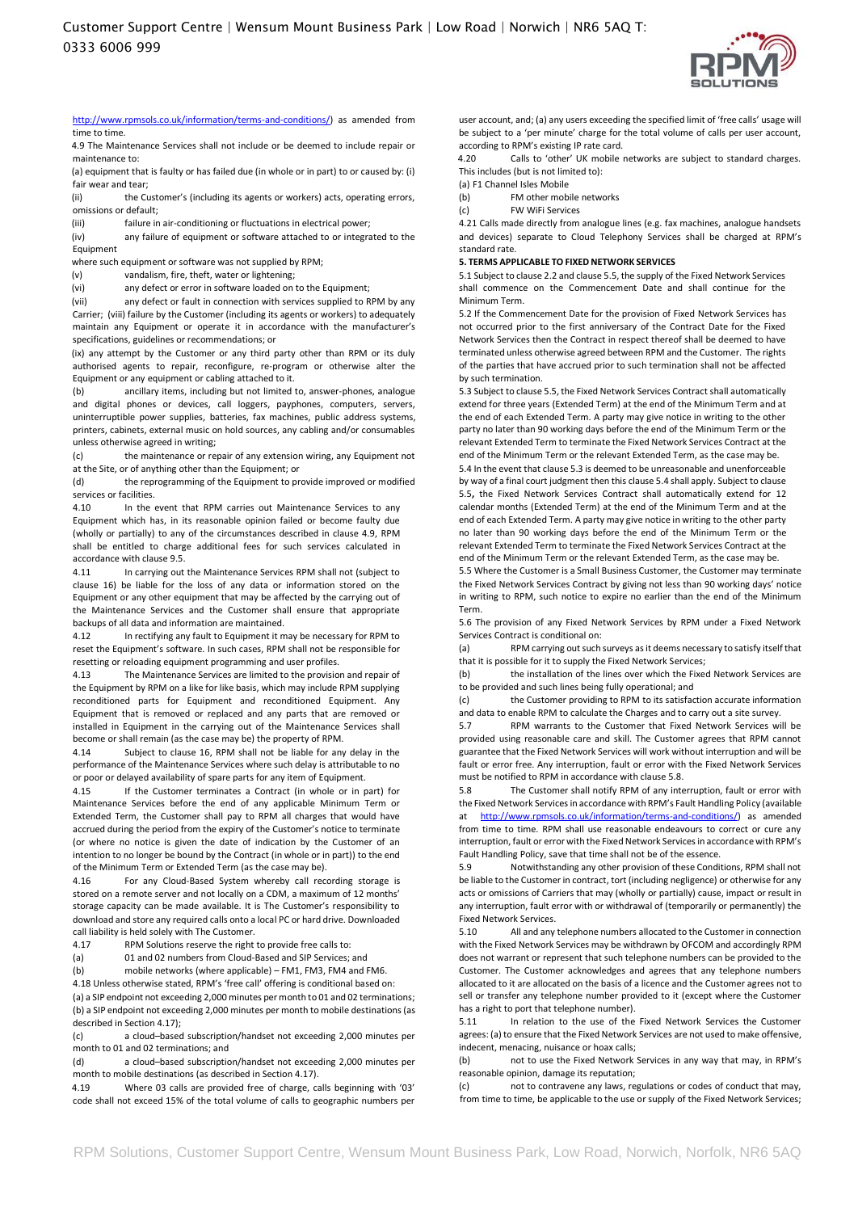http://www.rpmsols.co.uk/information/terms-and-conditions/) as amended from time to time.

4.9 The Maintenance Services shall not include or be deemed to include repair or maintenance to:

(a) equipment that is faulty or has failed due (in whole or in part) to or caused by: (i) fair wear and tear;

(ii) the Customer's (including its agents or workers) acts, operating errors, omissions or default;

(iii) failure in air-conditioning or fluctuations in electrical power;

(iv) any failure of equipment or software attached to or integrated to the Equipment

where such equipment or software was not supplied by RPM;

(v) vandalism, fire, theft, water or lightening;

(vi) any defect or error in software loaded on to the Equipment;

(vii) any defect or fault in connection with services supplied to RPM by any Carrier; (viii) failure by the Customer (including its agents or workers) to adequately maintain any Equipment or operate it in accordance with the manufacturer's specifications, guidelines or recommendations; or

(ix) any attempt by the Customer or any third party other than RPM or its duly authorised agents to repair, reconfigure, re-program or otherwise alter the Equipment or any equipment or cabling attached to it.

(b) ancillary items, including but not limited to, answer-phones, analogue and digital phones or devices, call loggers, payphones, computers, servers, uninterruptible power supplies, batteries, fax machines, public address systems, printers, cabinets, external music on hold sources, any cabling and/or consumables unless otherwise agreed in writing;

(c) the maintenance or repair of any extension wiring, any Equipment not at the Site, or of anything other than the Equipment; or

(d) the reprogramming of the Equipment to provide improved or modified services or facilities.

4.10 In the event that RPM carries out Maintenance Services to any Equipment which has, in its reasonable opinion failed or become faulty due (wholly or partially) to any of the circumstances described in clause 4.9, RPM shall be entitled to charge additional fees for such services calculated in accordance with clause 9.5.

4.11 In carrying out the Maintenance Services RPM shall not (subject to clause 16) be liable for the loss of any data or information stored on the Equipment or any other equipment that may be affected by the carrying out of the Maintenance Services and the Customer shall ensure that appropriate backups of all data and information are maintained.

4.12 In rectifying any fault to Equipment it may be necessary for RPM to reset the Equipment's software. In such cases, RPM shall not be responsible for resetting or reloading equipment programming and user profiles.

4.13 The Maintenance Services are limited to the provision and repair of the Equipment by RPM on a like for like basis, which may include RPM supplying reconditioned parts for Equipment and reconditioned Equipment. Any Equipment that is removed or replaced and any parts that are removed or installed in Equipment in the carrying out of the Maintenance Services shall become or shall remain (as the case may be) the property of RPM.

4.14 Subject to clause 16, RPM shall not be liable for any delay in the performance of the Maintenance Services where such delay is attributable to no or poor or delayed availability of spare parts for any item of Equipment.

4.15 If the Customer terminates a Contract (in whole or in part) for Maintenance Services before the end of any applicable Minimum Term or Extended Term, the Customer shall pay to RPM all charges that would have accrued during the period from the expiry of the Customer's notice to terminate (or where no notice is given the date of indication by the Customer of an intention to no longer be bound by the Contract (in whole or in part)) to the end of the Minimum Term or Extended Term (as the case may be).

4.16 For any Cloud-Based System whereby call recording storage is stored on a remote server and not locally on a CDM, a maximum of 12 months' storage capacity can be made available. It is The Customer's responsibility to download and store any required calls onto a local PC or hard drive. Downloaded call liability is held solely with The Customer.

4.17 RPM Solutions reserve the right to provide free calls to:

(a) 01 and 02 numbers from Cloud-Based and SIP Services; and

(b) mobile networks (where applicable) – FM1, FM3, FM4 and FM6.

4.18 Unless otherwise stated, RPM's 'free call' offering is conditional based on:

(a) a SIP endpoint not exceeding 2,000 minutes per month to 01 and 02 terminations;
(b) a SIP endpoint not exceeding 2,000 minutes per month to mobile destinations (as described in Section 4.17);

(c) a cloud–based subscription/handset not exceeding 2,000 minutes per month to 01 and 02 terminations; and

(d) a cloud–based subscription/handset not exceeding 2,000 minutes per month to mobile destinations (as described in Section 4.17).

4.19 Where 03 calls are provided free of charge, calls beginning with '03' code shall not exceed 15% of the total volume of calls to geographic numbers per user account, and; (a) any users exceeding the specified limit of 'free calls' usage will be subject to a 'per minute' charge for the total volume of calls per user account, according to RPM's existing IP rate card.

4.20 Calls to 'other' UK mobile networks are subject to standard charges. This includes (but is not limited to):

(a) F1 Channel Isles Mobile

(b) FM other mobile networks

(c) FW WiFi Services

4.21 Calls made directly from analogue lines (e.g. fax machines, analogue handsets and devices) separate to Cloud Telephony Services shall be charged at RPM's standard rate.

**5. TERMS APPLICABLE TO FIXED NETWORK SERVICES**

5.1 Subject to clause 2.2 and clause 5.5, the supply of the Fixed Network Services shall commence on the Commencement Date and shall continue for the Minimum Term.

5.2 If the Commencement Date for the provision of Fixed Network Services has not occurred prior to the first anniversary of the Contract Date for the Fixed Network Services then the Contract in respect thereof shall be deemed to have terminated unless otherwise agreed between RPM and the Customer. The rights of the parties that have accrued prior to such termination shall not be affected by such termination.

5.3 Subject to clause 5.5, the Fixed Network Services Contract shall automatically extend for three years (Extended Term) at the end of the Minimum Term and at the end of each Extended Term. A party may give notice in writing to the other party no later than 90 working days before the end of the Minimum Term or the relevant Extended Term to terminate the Fixed Network Services Contract at the end of the Minimum Term or the relevant Extended Term, as the case may be.

5.4 In the event that clause 5.3 is deemed to be unreasonable and unenforceable by way of a final court judgment then this clause 5.4 shall apply. Subject to clause 5.5, the Fixed Network Services Contract shall automatically extend for 12 calendar months (Extended Term) at the end of the Minimum Term and at the end of each Extended Term. A party may give notice in writing to the other party no later than 90 working days before the end of the Minimum Term or the relevant Extended Term to terminate the Fixed Network Services Contract at the end of the Minimum Term or the relevant Extended Term, as the case may be.

5.5 Where the Customer is a Small Business Customer, the Customer may terminate the Fixed Network Services Contract by giving not less than 90 working days' notice in writing to RPM, such notice to expire no earlier than the end of the Minimum Term.

5.6 The provision of any Fixed Network Services by RPM under a Fixed Network Services Contract is conditional on:

(a) RPM carrying out such surveys as it deems necessary to satisfy itself that that it is possible for it to supply the Fixed Network Services;

(b) the installation of the lines over which the Fixed Network Services are to be provided and such lines being fully operational; and

(c) the Customer providing to RPM to its satisfaction accurate information and data to enable RPM to calculate the Charges and to carry out a site survey.

5.7 RPM warrants to the Customer that Fixed Network Services will be provided using reasonable care and skill. The Customer agrees that RPM cannot guarantee that the Fixed Network Services will work without interruption and will be fault or error free. Any interruption, fault or error with the Fixed Network Services must be notified to RPM in accordance with clause 5.8.

5.8 The Customer shall notify RPM of any interruption, fault or error with the Fixed Network Services in accordance with RPM's Fault Handling Policy (available at http://www.rpmsols.co.uk/information/terms-and-conditions/) as amended from time to time. RPM shall use reasonable endeavours to correct or cure any interruption, fault or error with the Fixed Network Services in accordance with RPM's Fault Handling Policy, save that time shall not be of the essence.

5.9 Notwithstanding any other provision of these Conditions, RPM shall not be liable to the Customer in contract, tort (including negligence) or otherwise for any acts or omissions of Carriers that may (wholly or partially) cause, impact or result in any interruption, fault error with or withdrawal of (temporarily or permanently) the Fixed Network Services.

5.10 All and any telephone numbers allocated to the Customer in connection with the Fixed Network Services may be withdrawn by OFCOM and accordingly RPM does not warrant or represent that such telephone numbers can be provided to the Customer. The Customer acknowledges and agrees that any telephone numbers allocated to it are allocated on the basis of a licence and the Customer agrees not to sell or transfer any telephone number provided to it (except where the Customer has a right to port that telephone number).

5.11 In relation to the use of the Fixed Network Services the Customer agrees: (a) to ensure that the Fixed Network Services are not used to make offensive, indecent, menacing, nuisance or hoax calls;

(b) not to use the Fixed Network Services in any way that may, in RPM's reasonable opinion, damage its reputation;

(c) not to contravene any laws, regulations or codes of conduct that may, from time to time, be applicable to the use or supply of the Fixed Network Services;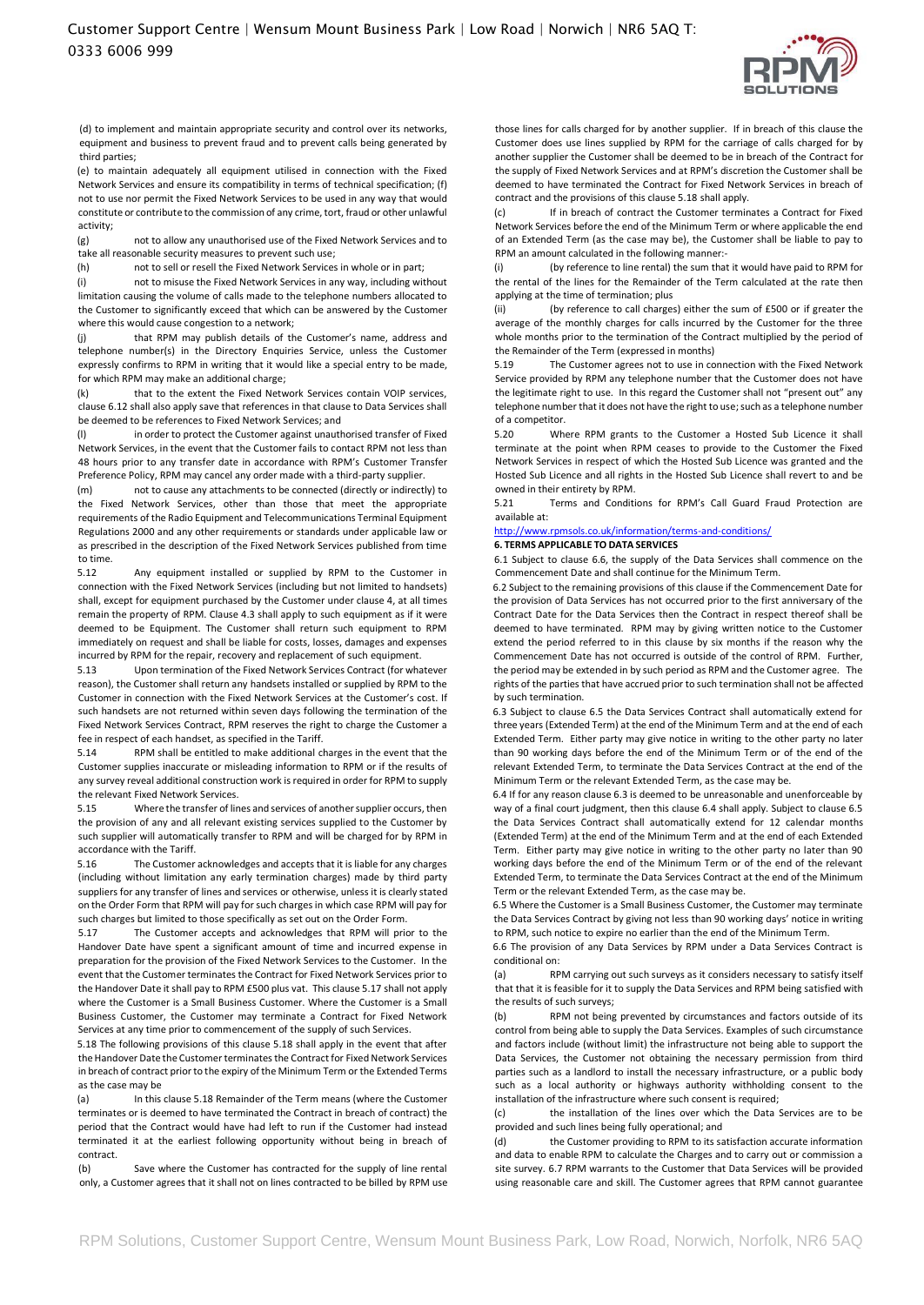(d) to implement and maintain appropriate security and control over its networks, equipment and business to prevent fraud and to prevent calls being generated by third parties;

(e) to maintain adequately all equipment utilised in connection with the Fixed Network Services and ensure its compatibility in terms of technical specification; (f) not to use nor permit the Fixed Network Services to be used in any way that would constitute or contribute to the commission of any crime, tort, fraud or other unlawful activity;

(g) not to allow any unauthorised use of the Fixed Network Services and to take all reasonable security measures to prevent such use;

(h) not to sell or resell the Fixed Network Services in whole or in part;

(i) not to misuse the Fixed Network Services in any way, including without limitation causing the volume of calls made to the telephone numbers allocated to the Customer to significantly exceed that which can be answered by the Customer where this would cause congestion to a network;

(j) that RPM may publish details of the Customer's name, address and telephone number(s) in the Directory Enquiries Service, unless the Customer expressly confirms to RPM in writing that it would like a special entry to be made, for which RPM may make an additional charge;

(k) that to the extent the Fixed Network Services contain VOIP services, clause 6.12 shall also apply save that references in that clause to Data Services shall be deemed to be references to Fixed Network Services; and

(l) in order to protect the Customer against unauthorised transfer of Fixed Network Services, in the event that the Customer fails to contact RPM not less than 48 hours prior to any transfer date in accordance with RPM's Customer Transfer Preference Policy, RPM may cancel any order made with a third-party supplier.

(m) not to cause any attachments to be connected (directly or indirectly) to the Fixed Network Services, other than those that meet the appropriate requirements of the Radio Equipment and Telecommunications Terminal Equipment Regulations 2000 and any other requirements or standards under applicable law or as prescribed in the description of the Fixed Network Services published from time to time.

5.12 Any equipment installed or supplied by RPM to the Customer in connection with the Fixed Network Services (including but not limited to handsets) shall, except for equipment purchased by the Customer under clause 4, at all times remain the property of RPM. Clause 4.3 shall apply to such equipment as if it were deemed to be Equipment. The Customer shall return such equipment to RPM immediately on request and shall be liable for costs, losses, damages and expenses incurred by RPM for the repair, recovery and replacement of such equipment.

5.13 Upon termination of the Fixed Network Services Contract (for whatever reason), the Customer shall return any handsets installed or supplied by RPM to the Customer in connection with the Fixed Network Services at the Customer's cost. If such handsets are not returned within seven days following the termination of the Fixed Network Services Contract, RPM reserves the right to charge the Customer a fee in respect of each handset, as specified in the Tariff.

5.14 RPM shall be entitled to make additional charges in the event that the Customer supplies inaccurate or misleading information to RPM or if the results of any survey reveal additional construction work is required in order for RPM to supply the relevant Fixed Network Services.

5.15 Where the transfer of lines and services of another supplier occurs, then the provision of any and all relevant existing services supplied to the Customer by such supplier will automatically transfer to RPM and will be charged for by RPM in accordance with the Tariff.

5.16 The Customer acknowledges and accepts that it is liable for any charges (including without limitation any early termination charges) made by third party suppliers for any transfer of lines and services or otherwise, unless it is clearly stated on the Order Form that RPM will pay for such charges in which case RPM will pay for such charges but limited to those specifically as set out on the Order Form.

5.17 The Customer accepts and acknowledges that RPM will prior to the Handover Date have spent a significant amount of time and incurred expense in preparation for the provision of the Fixed Network Services to the Customer. In the event that the Customer terminates the Contract for Fixed Network Services prior to the Handover Date it shall pay to RPM £500 plus vat. This clause 5.17 shall not apply where the Customer is a Small Business Customer. Where the Customer is a Small Business Customer, the Customer may terminate a Contract for Fixed Network Services at any time prior to commencement of the supply of such Services.

5.18 The following provisions of this clause 5.18 shall apply in the event that after the Handover Date the Customer terminates the Contract for Fixed Network Services in breach of contract prior to the expiry of the Minimum Term or the Extended Terms as the case may be

(a) In this clause 5.18 Remainder of the Term means (where the Customer terminates or is deemed to have terminated the Contract in breach of contract) the period that the Contract would have had left to run if the Customer had instead terminated it at the earliest following opportunity without being in breach of contract.

(b) Save where the Customer has contracted for the supply of line rental only, a Customer agrees that it shall not on lines contracted to be billed by RPM use those lines for calls charged for by another supplier. If in breach of this clause the Customer does use lines supplied by RPM for the carriage of calls charged for by another supplier the Customer shall be deemed to be in breach of the Contract for the supply of Fixed Network Services and at RPM's discretion the Customer shall be deemed to have terminated the Contract for Fixed Network Services in breach of contract and the provisions of this clause 5.18 shall apply.

(c) If in breach of contract the Customer terminates a Contract for Fixed Network Services before the end of the Minimum Term or where applicable the end of an Extended Term (as the case may be), the Customer shall be liable to pay to RPM an amount calculated in the following manner:-

(i) (by reference to line rental) the sum that it would have paid to RPM for the rental of the lines for the Remainder of the Term calculated at the rate then applying at the time of termination; plus

(ii) (by reference to call charges) either the sum of £500 or if greater the average of the monthly charges for calls incurred by the Customer for the three whole months prior to the termination of the Contract multiplied by the period of the Remainder of the Term (expressed in months)

5.19 The Customer agrees not to use in connection with the Fixed Network Service provided by RPM any telephone number that the Customer does not have the legitimate right to use. In this regard the Customer shall not "present out" any telephone number that it does not have the right to use; such as a telephone number of a competitor.

5.20 Where RPM grants to the Customer a Hosted Sub Licence it shall terminate at the point when RPM ceases to provide to the Customer the Fixed Network Services in respect of which the Hosted Sub Licence was granted and the Hosted Sub Licence and all rights in the Hosted Sub Licence shall revert to and be owned in their entirety by RPM.

5.21 Terms and Conditions for RPM's Call Guard Fraud Protection are available at:

http://www.rpmsols.co.uk/information/terms-and-conditions/

**6. TERMS APPLICABLE TO DATA SERVICES**

6.1 Subject to clause 6.6, the supply of the Data Services shall commence on the Commencement Date and shall continue for the Minimum Term.

6.2 Subject to the remaining provisions of this clause if the Commencement Date for the provision of Data Services has not occurred prior to the first anniversary of the Contract Date for the Data Services then the Contract in respect thereof shall be deemed to have terminated. RPM may by giving written notice to the Customer extend the period referred to in this clause by six months if the reason why the Commencement Date has not occurred is outside of the control of RPM. Further, the period may be extended in by such period as RPM and the Customer agree. The rights of the parties that have accrued prior to such termination shall not be affected by such termination.

6.3 Subject to clause 6.5 the Data Services Contract shall automatically extend for three years (Extended Term) at the end of the Minimum Term and at the end of each Extended Term. Either party may give notice in writing to the other party no later than 90 working days before the end of the Minimum Term or of the end of the relevant Extended Term, to terminate the Data Services Contract at the end of the Minimum Term or the relevant Extended Term, as the case may be.

6.4 If for any reason clause 6.3 is deemed to be unreasonable and unenforceable by way of a final court judgment, then this clause 6.4 shall apply. Subject to clause 6.5 the Data Services Contract shall automatically extend for 12 calendar months (Extended Term) at the end of the Minimum Term and at the end of each Extended Term. Either party may give notice in writing to the other party no later than 90 working days before the end of the Minimum Term or of the end of the relevant Extended Term, to terminate the Data Services Contract at the end of the Minimum Term or the relevant Extended Term, as the case may be.

6.5 Where the Customer is a Small Business Customer, the Customer may terminate the Data Services Contract by giving not less than 90 working days' notice in writing to RPM, such notice to expire no earlier than the end of the Minimum Term.

6.6 The provision of any Data Services by RPM under a Data Services Contract is conditional on:

(a) RPM carrying out such surveys as it considers necessary to satisfy itself that that it is feasible for it to supply the Data Services and RPM being satisfied with the results of such surveys;

(b) RPM not being prevented by circumstances and factors outside of its control from being able to supply the Data Services. Examples of such circumstance and factors include (without limit) the infrastructure not being able to support the Data Services, the Customer not obtaining the necessary permission from third parties such as a landlord to install the necessary infrastructure, or a public body such as a local authority or highways authority withholding consent to the installation of the infrastructure where such consent is required;

(c) the installation of the lines over which the Data Services are to be provided and such lines being fully operational; and

(d) the Customer providing to RPM to its satisfaction accurate information and data to enable RPM to calculate the Charges and to carry out or commission a site survey. 6.7 RPM warrants to the Customer that Data Services will be provided using reasonable care and skill. The Customer agrees that RPM cannot guarantee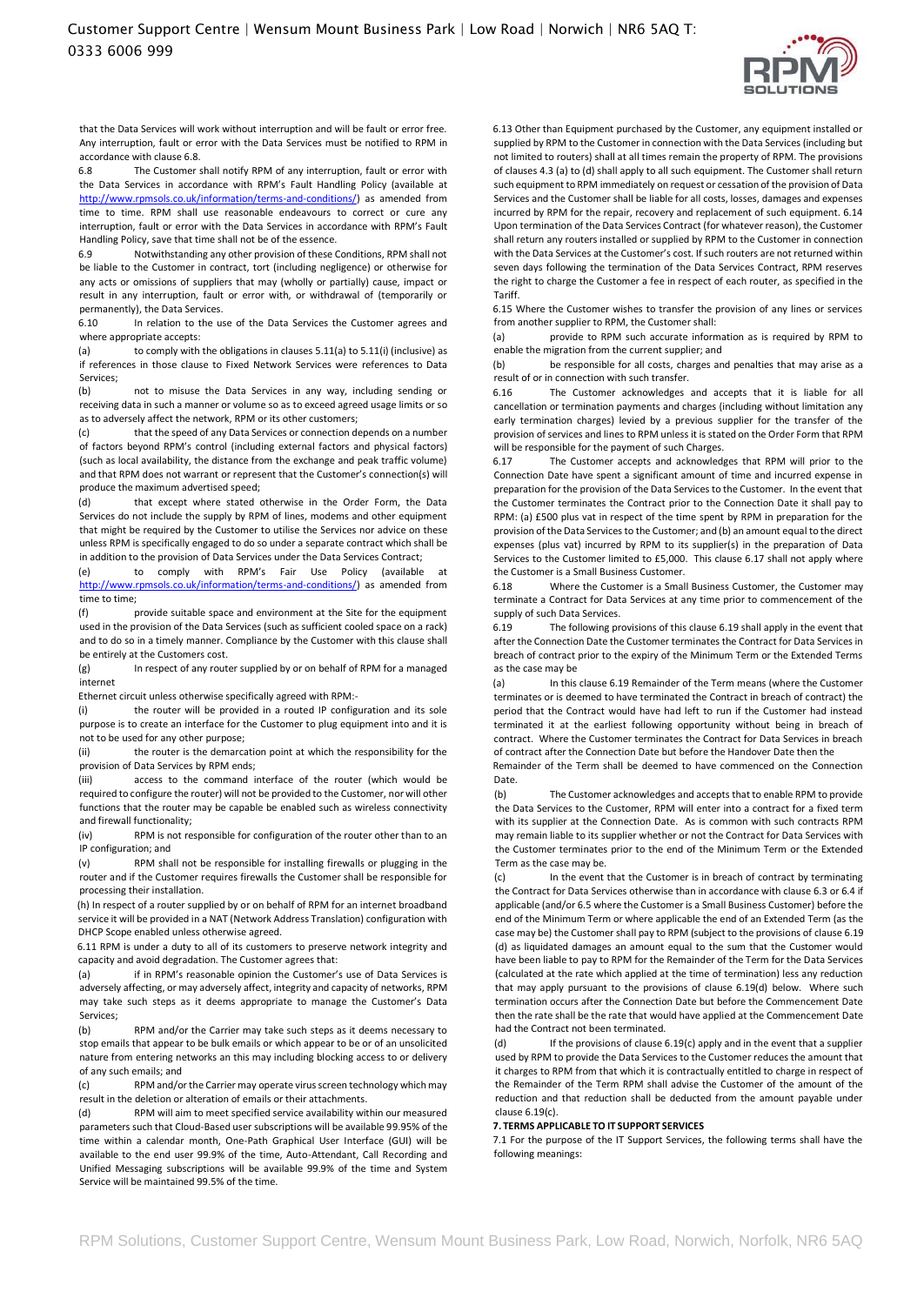that the Data Services will work without interruption and will be fault or error free. Any interruption, fault or error with the Data Services must be notified to RPM in accordance with clause 6.8.

6.8 The Customer shall notify RPM of any interruption, fault or error with the Data Services in accordance with RPM's Fault Handling Policy (available at http://www.rpmsols.co.uk/information/terms-and-conditions/) as amended from time to time. RPM shall use reasonable endeavours to correct or cure any interruption, fault or error with the Data Services in accordance with RPM's Fault Handling Policy, save that time shall not be of the essence.

6.9 Notwithstanding any other provision of these Conditions, RPM shall not be liable to the Customer in contract, tort (including negligence) or otherwise for any acts or omissions of suppliers that may (wholly or partially) cause, impact or result in any interruption, fault or error with, or withdrawal of (temporarily or permanently), the Data Services.

6.10 In relation to the use of the Data Services the Customer agrees and where appropriate accepts:

(a) to comply with the obligations in clauses 5.11(a) to 5.11(i) (inclusive) as if references in those clause to Fixed Network Services were references to Data Services;

(b) not to misuse the Data Services in any way, including sending or receiving data in such a manner or volume so as to exceed agreed usage limits or so as to adversely affect the network, RPM or its other customers;

(c) that the speed of any Data Services or connection depends on a number of factors beyond RPM's control (including external factors and physical factors) (such as local availability, the distance from the exchange and peak traffic volume) and that RPM does not warrant or represent that the Customer's connection(s) will produce the maximum advertised speed;

(d) that except where stated otherwise in the Order Form, the Data Services do not include the supply by RPM of lines, modems and other equipment that might be required by the Customer to utilise the Services nor advice on these unless RPM is specifically engaged to do so under a separate contract which shall be in addition to the provision of Data Services under the Data Services Contract;

(e) to comply with RPM's Fair Use Policy (available at http://www.rpmsols.co.uk/information/terms-and-conditions/) as amended from time to time;

(f) provide suitable space and environment at the Site for the equipment used in the provision of the Data Services (such as sufficient cooled space on a rack) and to do so in a timely manner. Compliance by the Customer with this clause shall be entirely at the Customers cost.

(g) In respect of any router supplied by or on behalf of RPM for a managed internet Ethernet circuit unless otherwise specifically agreed with RPM:-

(i) the router will be provided in a routed IP configuration and its sole purpose is to create an interface for the Customer to plug equipment into and it is not to be used for any other purpose;

(ii) the router is the demarcation point at which the responsibility for the provision of Data Services by RPM ends;

(iii) access to the command interface of the router (which would be required to configure the router) will not be provided to the Customer, nor will other functions that the router may be capable be enabled such as wireless connectivity and firewall functionality;

(iv) RPM is not responsible for configuration of the router other than to an IP configuration; and

(v) RPM shall not be responsible for installing firewalls or plugging in the router and if the Customer requires firewalls the Customer shall be responsible for processing their installation.

(h) In respect of a router supplied by or on behalf of RPM for an internet broadband service it will be provided in a NAT (Network Address Translation) configuration with DHCP Scope enabled unless otherwise agreed.

6.11 RPM is under a duty to all of its customers to preserve network integrity and capacity and avoid degradation. The Customer agrees that:

(a) if in RPM's reasonable opinion the Customer's use of Data Services is adversely affecting, or may adversely affect, integrity and capacity of networks, RPM may take such steps as it deems appropriate to manage the Customer's Data Services;

(b) RPM and/or the Carrier may take such steps as it deems necessary to stop emails that appear to be bulk emails or which appear to be of an unsolicited nature from entering networks an this may including blocking access to or delivery of any such emails; and

(c) RPM and/or the Carrier may operate virus screen technology which may result in the deletion or alteration of emails or their attachments.

(d) RPM will aim to meet specified service availability within our measured parameters such that Cloud-Based user subscriptions will be available 99.95% of the time within a calendar month, One-Path Graphical User Interface (GUI) will be available to the end user 99.9% of the time, Auto-Attendant, Call Recording and Unified Messaging subscriptions will be available 99.9% of the time and System Service will be maintained 99.5% of the time.

6.13 Other than Equipment purchased by the Customer, any equipment installed or supplied by RPM to the Customer in connection with the Data Services (including but not limited to routers) shall at all times remain the property of RPM. The provisions of clauses 4.3 (a) to (d) shall apply to all such equipment. The Customer shall return such equipment to RPM immediately on request or cessation of the provision of Data Services and the Customer shall be liable for all costs, losses, damages and expenses incurred by RPM for the repair, recovery and replacement of such equipment. 6.14 Upon termination of the Data Services Contract (for whatever reason), the Customer shall return any routers installed or supplied by RPM to the Customer in connection with the Data Services at the Customer's cost. If such routers are not returned within seven days following the termination of the Data Services Contract, RPM reserves the right to charge the Customer a fee in respect of each router, as specified in the Tariff.

6.15 Where the Customer wishes to transfer the provision of any lines or services from another supplier to RPM, the Customer shall:

(a) provide to RPM such accurate information as is required by RPM to enable the migration from the current supplier; and

(b) be responsible for all costs, charges and penalties that may arise as a result of or in connection with such transfer.

6.16 The Customer acknowledges and accepts that it is liable for all cancellation or termination payments and charges (including without limitation any early termination charges) levied by a previous supplier for the transfer of the provision of services and lines to RPM unless it is stated on the Order Form that RPM will be responsible for the payment of such Charges.

6.17 The Customer accepts and acknowledges that RPM will prior to the Connection Date have spent a significant amount of time and incurred expense in preparation for the provision of the Data Services to the Customer. In the event that the Customer terminates the Contract prior to the Connection Date it shall pay to RPM: (a) £500 plus vat in respect of the time spent by RPM in preparation for the provision of the Data Services to the Customer; and (b) an amount equal to the direct expenses (plus vat) incurred by RPM to its supplier(s) in the preparation of Data Services to the Customer limited to £5,000. This clause 6.17 shall not apply where the Customer is a Small Business Customer.

6.18 Where the Customer is a Small Business Customer, the Customer may terminate a Contract for Data Services at any time prior to commencement of the supply of such Data Services.

6.19 The following provisions of this clause 6.19 shall apply in the event that after the Connection Date the Customer terminates the Contract for Data Services in breach of contract prior to the expiry of the Minimum Term or the Extended Terms as the case may be

(a) In this clause 6.19 Remainder of the Term means (where the Customer terminates or is deemed to have terminated the Contract in breach of contract) the period that the Contract would have had left to run if the Customer had instead terminated it at the earliest following opportunity without being in breach of contract. Where the Customer terminates the Contract for Data Services in breach of contract after the Connection Date but before the Handover Date then the Remainder of the Term shall be deemed to have commenced on the Connection Date.

(b) The Customer acknowledges and accepts that to enable RPM to provide the Data Services to the Customer, RPM will enter into a contract for a fixed term with its supplier at the Connection Date. As is common with such contracts RPM may remain liable to its supplier whether or not the Contract for Data Services with the Customer terminates prior to the end of the Minimum Term or the Extended Term as the case may be.

(c) In the event that the Customer is in breach of contract by terminating the Contract for Data Services otherwise than in accordance with clause 6.3 or 6.4 if applicable (and/or 6.5 where the Customer is a Small Business Customer) before the end of the Minimum Term or where applicable the end of an Extended Term (as the case may be) the Customer shall pay to RPM (subject to the provisions of clause 6.19 (d) as liquidated damages an amount equal to the sum that the Customer would have been liable to pay to RPM for the Remainder of the Term for the Data Services (calculated at the rate which applied at the time of termination) less any reduction that may apply pursuant to the provisions of clause 6.19(d) below. Where such termination occurs after the Connection Date but before the Commencement Date then the rate shall be the rate that would have applied at the Commencement Date had the Contract not been terminated.

(d) If the provisions of clause 6.19(c) apply and in the event that a supplier used by RPM to provide the Data Services to the Customer reduces the amount that it charges to RPM from that which it is contractually entitled to charge in respect of the Remainder of the Term RPM shall advise the Customer of the amount of the reduction and that reduction shall be deducted from the amount payable under clause 6.19(c).

**7. TERMS APPLICABLE TO IT SUPPORT SERVICES**

7.1 For the purpose of the IT Support Services, the following terms shall have the following meanings: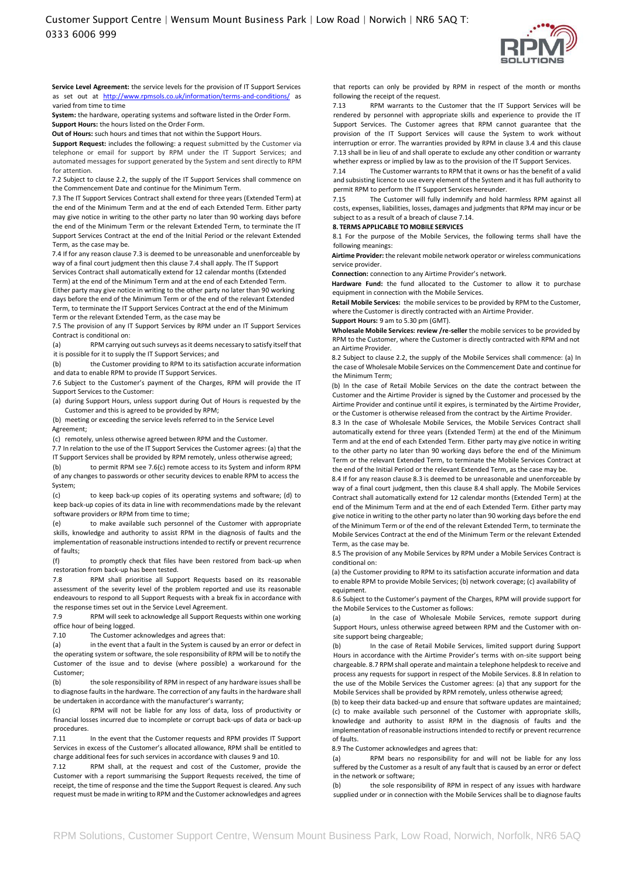**Service Level Agreement:** the service levels for the provision of IT Support Services as set out at http://www.rpmsols.co.uk/information/terms-and-conditions/ as varied from time to time

**System:** the hardware, operating systems and software listed in the Order Form.

**Support Hours:** the hours listed on the Order Form.

**Out of Hours:** such hours and times that not within the Support Hours.

**Support Request:** includes the following: a request submitted by the Customer via telephone or email for support by RPM under the IT Support Services; and automated messages for support generated by the System and sent directly to RPM for attention.

7.2 Subject to clause 2.2, the supply of the IT Support Services shall commence on the Commencement Date and continue for the Minimum Term.

7.3 The IT Support Services Contract shall extend for three years (Extended Term) at the end of the Minimum Term and at the end of each Extended Term. Either party may give notice in writing to the other party no later than 90 working days before the end of the Minimum Term or the relevant Extended Term, to terminate the IT Support Services Contract at the end of the Initial Period or the relevant Extended Term, as the case may be.

7.4 If for any reason clause 7.3 is deemed to be unreasonable and unenforceable by way of a final court judgment then this clause 7.4 shall apply. The IT Support Services Contract shall automatically extend for 12 calendar months (Extended Term) at the end of the Minimum Term and at the end of each Extended Term. Either party may give notice in writing to the other party no later than 90 working days before the end of the Minimum Term or of the end of the relevant Extended Term, to terminate the IT Support Services Contract at the end of the Minimum Term or the relevant Extended Term, as the case may be

7.5 The provision of any IT Support Services by RPM under an IT Support Services Contract is conditional on:

(a) RPM carrying out such surveys as it deems necessary to satisfy itself that it is possible for it to supply the IT Support Services; and

(b) the Customer providing to RPM to its satisfaction accurate information and data to enable RPM to provide IT Support Services.

7.6 Subject to the Customer's payment of the Charges, RPM will provide the IT Support Services to the Customer:

(a) during Support Hours, unless support during Out of Hours is requested by the Customer and this is agreed to be provided by RPM;

(b) meeting or exceeding the service levels referred to in the Service Level Agreement;

(c) remotely, unless otherwise agreed between RPM and the Customer.

7.7 In relation to the use of the IT Support Services the Customer agrees: (a) that the IT Support Services shall be provided by RPM remotely, unless otherwise agreed;

(b) to permit RPM see 7.6(c) remote access to its System and inform RPM of any changes to passwords or other security devices to enable RPM to access the System;

(c) to keep back-up copies of its operating systems and software; (d) to keep back-up copies of its data in line with recommendations made by the relevant software providers or RPM from time to time;

(e) to make available such personnel of the Customer with appropriate skills, knowledge and authority to assist RPM in the diagnosis of faults and the implementation of reasonable instructions intended to rectify or prevent recurrence of faults;

(f) to promptly check that files have been restored from back-up when restoration from back-up has been tested.

7.8 RPM shall prioritise all Support Requests based on its reasonable assessment of the severity level of the problem reported and use its reasonable endeavours to respond to all Support Requests with a break fix in accordance with the response times set out in the Service Level Agreement.

7.9 RPM will seek to acknowledge all Support Requests within one working office hour of being logged.

7.10 The Customer acknowledges and agrees that:

(a) in the event that a fault in the System is caused by an error or defect in the operating system or software, the sole responsibility of RPM will be to notify the Customer of the issue and to devise (where possible) a workaround for the Customer;

(b) the sole responsibility of RPM in respect of any hardware issues shall be to diagnose faults in the hardware. The correction of any faults in the hardware shall be undertaken in accordance with the manufacturer's warranty;

(c) RPM will not be liable for any loss of data, loss of productivity or financial losses incurred due to incomplete or corrupt back-ups of data or back-up procedures.

7.11 In the event that the Customer requests and RPM provides IT Support Services in excess of the Customer's allocated allowance, RPM shall be entitled to charge additional fees for such services in accordance with clauses 9 and 10.

7.12 RPM shall, at the request and cost of the Customer, provide the Customer with a report summarising the Support Requests received, the time of receipt, the time of response and the time the Support Request is cleared. Any such request must be made in writing to RPM and the Customer acknowledges and agrees that reports can only be provided by RPM in respect of the month or months following the receipt of the request.

7.13 RPM warrants to the Customer that the IT Support Services will be rendered by personnel with appropriate skills and experience to provide the IT Support Services. The Customer agrees that RPM cannot guarantee that the provision of the IT Support Services will cause the System to work without interruption or error. The warranties provided by RPM in clause 3.4 and this clause 7.13 shall be in lieu of and shall operate to exclude any other condition or warranty whether express or implied by law as to the provision of the IT Support Services.

7.14 The Customer warrants to RPM that it owns or has the benefit of a valid and subsisting licence to use every element of the System and it has full authority to permit RPM to perform the IT Support Services hereunder.

7.15 The Customer will fully indemnify and hold harmless RPM against all costs, expenses, liabilities, losses, damages and judgments that RPM may incur or be subject to as a result of a breach of clause 7.14.

**8. TERMS APPLICABLE TO MOBILE SERVICES**

8.1 For the purpose of the Mobile Services, the following terms shall have the following meanings:

**Airtime Provider:** the relevant mobile network operator or wireless communications service provider.

**Connection:** connection to any Airtime Provider's network.

**Hardware Fund:** the fund allocated to the Customer to allow it to purchase equipment in connection with the Mobile Services.

**Retail Mobile Services:** the mobile services to be provided by RPM to the Customer, where the Customer is directly contracted with an Airtime Provider.

**Support Hours:** 9 am to 5.30 pm (GMT).

**Wholesale Mobile Services: review /re-seller** the mobile services to be provided by RPM to the Customer, where the Customer is directly contracted with RPM and not an Airtime Provider.

8.2 Subject to clause 2.2, the supply of the Mobile Services shall commence: (a) In the case of Wholesale Mobile Services on the Commencement Date and continue for the Minimum Term;

(b) In the case of Retail Mobile Services on the date the contract between the Customer and the Airtime Provider is signed by the Customer and processed by the Airtime Provider and continue until it expires, is terminated by the Airtime Provider, or the Customer is otherwise released from the contract by the Airtime Provider.

8.3 In the case of Wholesale Mobile Services, the Mobile Services Contract shall automatically extend for three years (Extended Term) at the end of the Minimum Term and at the end of each Extended Term. Either party may give notice in writing to the other party no later than 90 working days before the end of the Minimum Term or the relevant Extended Term, to terminate the Mobile Services Contract at the end of the Initial Period or the relevant Extended Term, as the case may be.

8.4 If for any reason clause 8.3 is deemed to be unreasonable and unenforceable by way of a final court judgment, then this clause 8.4 shall apply. The Mobile Services Contract shall automatically extend for 12 calendar months (Extended Term) at the end of the Minimum Term and at the end of each Extended Term. Either party may give notice in writing to the other party no later than 90 working days before the end of the Minimum Term or of the end of the relevant Extended Term, to terminate the Mobile Services Contract at the end of the Minimum Term or the relevant Extended Term, as the case may be.

8.5 The provision of any Mobile Services by RPM under a Mobile Services Contract is conditional on:

(a) the Customer providing to RPM to its satisfaction accurate information and data to enable RPM to provide Mobile Services; (b) network coverage; (c) availability of equipment.

8.6 Subject to the Customer's payment of the Charges, RPM will provide support for the Mobile Services to the Customer as follows:

(a) In the case of Wholesale Mobile Services, remote support during Support Hours, unless otherwise agreed between RPM and the Customer with on-site support being chargeable;

(b) In the case of Retail Mobile Services, limited support during Support Hours in accordance with the Airtime Provider's terms with on-site support being chargeable. 8.7 RPM shall operate and maintain a telephone helpdesk to receive and process any requests for support in respect of the Mobile Services. 8.8 In relation to the use of the Mobile Services the Customer agrees: (a) that any support for the Mobile Services shall be provided by RPM remotely, unless otherwise agreed;

(b) to keep their data backed-up and ensure that software updates are maintained; (c) to make available such personnel of the Customer with appropriate skills, knowledge and authority to assist RPM in the diagnosis of faults and the implementation of reasonable instructions intended to rectify or prevent recurrence of faults.

8.9 The Customer acknowledges and agrees that:

(a) RPM bears no responsibility for and will not be liable for any loss suffered by the Customer as a result of any fault that is caused by an error or defect in the network or software;

(b) the sole responsibility of RPM in respect of any issues with hardware supplied under or in connection with the Mobile Services shall be to diagnose faults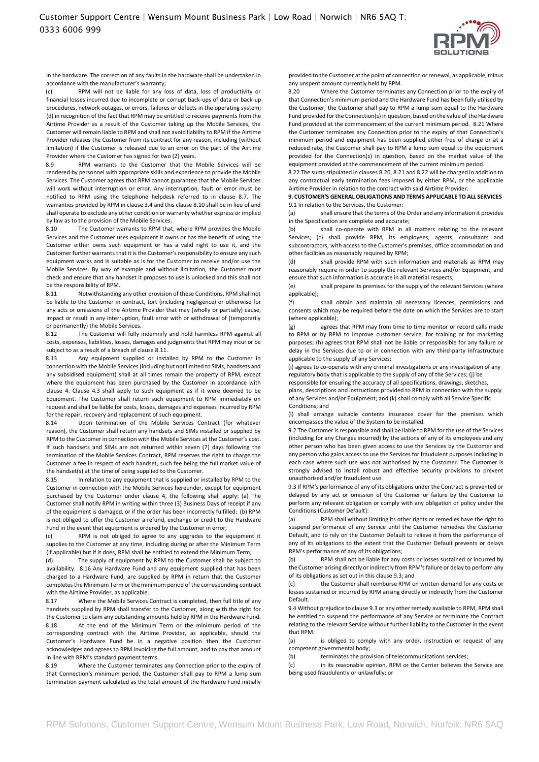in the hardware. The correction of any faults in the hardware shall be undertaken in accordance with the manufacturer's warranty;

(c) RPM will not be liable for any loss of data, loss of productivity or financial losses incurred due to incomplete or corrupt back-ups of data or back-up procedures, network outages, or errors, failures or defects in the operating system; (d) in recognition of the fact that RPM may be entitled to receive payments from the Airtime Provider as a result of the Customer taking up the Mobile Services, the Customer will remain liable to RPM and shall not avoid liability to RPM if the Airtime Provider releases the Customer from its contract for any reason, including (without limitation) if the Customer is released due to an error on the part of the Airtime Provider where the Customer has signed for two (2) years.

8.9 RPM warrants to the Customer that the Mobile Services will be rendered by personnel with appropriate skills and experience to provide the Mobile Services. The Customer agrees that RPM cannot guarantee that the Mobile Services will work without interruption or error. Any interruption, fault or error must be notified to RPM using the telephone helpdesk referred to in clause 8.7. The warranties provided by RPM in clause 3.4 and this clause 8.10 shall be in lieu of and shall operate to exclude any other condition or warranty whether express or implied by law as to the provision of the Mobile Services.

8.10 The Customer warrants to RPM that, where RPM provides the Mobile Services and the Customer uses equipment it owns or has the benefit of using, the Customer either owns such equipment or has a valid right to use it, and the Customer further warrants that it is the Customer's responsibility to ensure any such equipment works and is suitable as is for the Customer to receive and/or use the Mobile Services. By way of example and without limitation, the Customer must check and ensure that any handset it proposes to use is unlocked and this shall not be the responsibility of RPM.

8.11 Notwithstanding any other provision of these Conditions, RPM shall not be liable to the Customer in contract, tort (including negligence) or otherwise for any acts or omissions of the Airtime Provider that may (wholly or partially) cause, impact or result in any interruption, fault error with or withdrawal of (temporarily or permanently) the Mobile Services.

8.12 The Customer will fully indemnify and hold harmless RPM against all costs, expenses, liabilities, losses, damages and judgments that RPM may incur or be subject to as a result of a breach of clause 8.11.

8.13 Any equipment supplied or installed by RPM to the Customer in connection with the Mobile Services (including but not limited to SIMs, handsets and any subsidised equipment) shall at all times remain the property of RPM, except where the equipment has been purchased by the Customer in accordance with clause 4. Clause 4.3 shall apply to such equipment as if it were deemed to be Equipment. The Customer shall return such equipment to RPM immediately on request and shall be liable for costs, losses, damages and expenses incurred by RPM for the repair, recovery and replacement of such equipment.

8.14 Upon termination of the Mobile Services Contract (for whatever reason), the Customer shall return any handsets and SIMs installed or supplied by RPM to the Customer in connection with the Mobile Services at the Customer's cost. If such handsets and SIMs are not returned within seven (7) days following the termination of the Mobile Services Contract, RPM reserves the right to charge the Customer a fee in respect of each handset, such fee being the full market value of the handset(s) at the time of being supplied to the Customer.

8.15 In relation to any equipment that is supplied or installed by RPM to the Customer in connection with the Mobile Services hereunder, except for equipment purchased by the Customer under clause 4, the following shall apply: (a) The Customer shall notify RPM in writing within three (3) Business Days of receipt if any of the equipment is damaged, or if the order has been incorrectly fulfilled; (b) RPM is not obliged to offer the Customer a refund, exchange or credit to the Hardware Fund in the event that equipment is ordered by the Customer in error;

(c) RPM is not obliged to agree to any upgrades to the equipment it supplies to the Customer at any time, including during or after the Minimum Term (if applicable) but if it does, RPM shall be entitled to extend the Minimum Term;

(d) The supply of equipment by RPM to the Customer shall be subject to availability. 8.16 Any Hardware Fund and any equipment supplied that has been charged to a Hardware Fund, are supplied by RPM in return that the Customer completes the Minimum Term or the minimum period of the corresponding contract with the Airtime Provider, as applicable.

8.17 Where the Mobile Services Contract is completed, then full title of any handsets supplied by RPM shall transfer to the Customer, along with the right for the Customer to claim any outstanding amounts held by RPM in the Hardware Fund.

8.18 At the end of the Minimum Term or the minimum period of the corresponding contract with the Airtime Provider, as applicable, should the Customer's Hardware Fund be in a negative position then the Customer acknowledges and agrees to RPM invoicing the full amount, and to pay that amount in line with RPM's standard payment terms.

8.19 Where the Customer terminates any Connection prior to the expiry of that Connection's minimum period, the Customer shall pay to RPM a lump sum termination payment calculated as the total amount of the Hardware Fund initially provided to the Customer at the point of connection or renewal, as applicable, minus any unspent amount currently held by RPM.

8.20 Where the Customer terminates any Connection prior to the expiry of that Connection's minimum period and the Hardware Fund has been fully utilised by the Customer, the Customer shall pay to RPM a lump sum equal to the Hardware Fund provided for the Connection(s) in question, based on the value of the Hardware Fund provided at the commencement of the current minimum period. 8.21 Where the Customer terminates any Connection prior to the expiry of that Connection's minimum period and equipment has been supplied either free of charge or at a reduced rate, the Customer shall pay to RPM a lump sum equal to the equipment provided for the Connection(s) in question, based on the market value of the equipment provided at the commencement of the current minimum period.

8.22 The sums stipulated in clauses 8.20, 8.21 and 8.22 will be charged in addition to any contractual early termination fees imposed by either RPM, or the applicable Airtime Provider in relation to the contract with said Airtime Provider.

**9. CUSTOMER'S GENERAL OBLIGATIONS AND TERMS APPLICABLE TO ALL SERVICES**

9.1 In relation to the Services, the Customer:

(a) shall ensure that the terms of the Order and any information it provides in the Specification are complete and accurate;

(b) shall co-operate with RPM in all matters relating to the relevant Services; (c) shall provide RPM, its employees, agents, consultants and subcontractors, with access to the Customer's premises, office accommodation and other facilities as reasonably required by RPM;

(d) shall provide RPM with such information and materials as RPM may reasonably require in order to supply the relevant Services and/or Equipment, and ensure that such information is accurate in all material respects;

(e) shall prepare its premises for the supply of the relevant Services (where applicable);

(f) shall obtain and maintain all necessary licences, permissions and consents which may be required before the date on which the Services are to start (where applicable);

(g) agrees that RPM may from time to time monitor or record calls made to RPM or by RPM to improve customer service, for training or for marketing purposes; (h) agrees that RPM shall not be liable or responsible for any failure or delay in the Services due to or in connection with any third-party infrastructure applicable to the supply of any Services;

(i) agrees to co-operate with any criminal investigations or any investigation of any regulatory body that is applicable to the supply of any of the Services; (j) be responsible for ensuring the accuracy of all specifications, drawings, sketches, plans, descriptions and instructions provided to RPM in connection with the supply of any Services and/or Equipment; and (k) shall comply with all Service Specific Conditions; and

(l) shall arrange suitable contents insurance cover for the premises which encompasses the value of the System to be installed.

9.2 The Customer is responsible and shall be liable to RPM for the use of the Services (including for any Charges incurred) by the actions of any of its employees and any other person who has been given access to use the Services by the Customer and any person who gains access to use the Services for fraudulent purposes including in each case where such use was not authorised by the Customer. The Customer is strongly advised to install robust and effective security provisions to prevent unauthorised and/or fraudulent use.

9.3 If RPM's performance of any of its obligations under the Contract is prevented or delayed by any act or omission of the Customer or failure by the Customer to perform any relevant obligation or comply with any obligation or policy under the Conditions (Customer Default):

(a) RPM shall without limiting its other rights or remedies have the right to suspend performance of any Service until the Customer remedies the Customer Default, and to rely on the Customer Default to relieve it from the performance of any of its obligations to the extent that the Customer Default prevents or delays RPM's performance of any of its obligations;

(b) RPM shall not be liable for any costs or losses sustained or incurred by the Customer arising directly or indirectly from RPM's failure or delay to perform any of its obligations as set out in this clause 9.3; and

(c) the Customer shall reimburse RPM on written demand for any costs or losses sustained or incurred by RPM arising directly or indirectly from the Customer Default.

9.4 Without prejudice to clause 9.3 or any other remedy available to RPM, RPM shall be entitled to suspend the performance of any Service or terminate the Contract relating to the relevant Service without further liability to the Customer in the event that RPM:

(a) is obliged to comply with any order, instruction or request of any competent governmental body;

(b) terminates the provision of telecommunications services;

(c) in its reasonable opinion, RPM or the Carrier believes the Service are being used fraudulently or unlawfully; or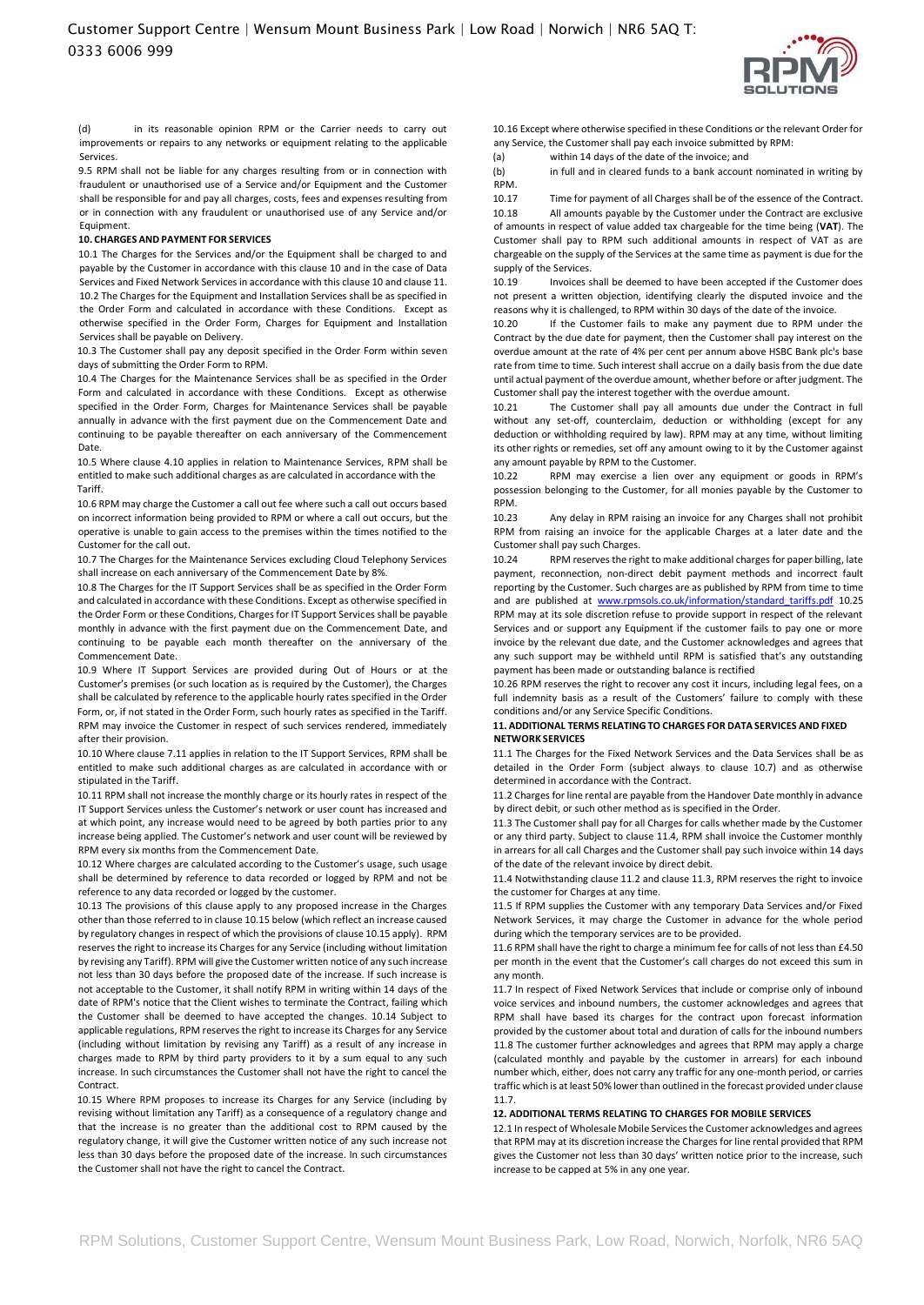(d) in its reasonable opinion RPM or the Carrier needs to carry out improvements or repairs to any networks or equipment relating to the applicable Services.

9.5 RPM shall not be liable for any charges resulting from or in connection with fraudulent or unauthorised use of a Service and/or Equipment and the Customer shall be responsible for and pay all charges, costs, fees and expenses resulting from or in connection with any fraudulent or unauthorised use of any Service and/or Equipment.

**10. CHARGES AND PAYMENT FOR SERVICES**

10.1 The Charges for the Services and/or the Equipment shall be charged to and payable by the Customer in accordance with this clause 10 and in the case of Data Services and Fixed Network Services in accordance with this clause 10 and clause 11.

10.2 The Charges for the Equipment and Installation Services shall be as specified in the Order Form and calculated in accordance with these Conditions. Except as otherwise specified in the Order Form, Charges for Equipment and Installation Services shall be payable on Delivery.

10.3 The Customer shall pay any deposit specified in the Order Form within seven days of submitting the Order Form to RPM.

10.4 The Charges for the Maintenance Services shall be as specified in the Order Form and calculated in accordance with these Conditions. Except as otherwise specified in the Order Form, Charges for Maintenance Services shall be payable annually in advance with the first payment due on the Commencement Date and continuing to be payable thereafter on each anniversary of the Commencement Date.

10.5 Where clause 4.10 applies in relation to Maintenance Services, RPM shall be entitled to make such additional charges as are calculated in accordance with the Tariff.

10.6 RPM may charge the Customer a call out fee where such a call out occurs based on incorrect information being provided to RPM or where a call out occurs, but the operative is unable to gain access to the premises within the times notified to the Customer for the call out.

10.7 The Charges for the Maintenance Services excluding Cloud Telephony Services shall increase on each anniversary of the Commencement Date by 8%.

10.8 The Charges for the IT Support Services shall be as specified in the Order Form and calculated in accordance with these Conditions. Except as otherwise specified in the Order Form or these Conditions, Charges for IT Support Services shall be payable monthly in advance with the first payment due on the Commencement Date, and continuing to be payable each month thereafter on the anniversary of the Commencement Date.

10.9 Where IT Support Services are provided during Out of Hours or at the Customer's premises (or such location as is required by the Customer), the Charges shall be calculated by reference to the applicable hourly rates specified in the Order Form, or, if not stated in the Order Form, such hourly rates as specified in the Tariff. RPM may invoice the Customer in respect of such services rendered, immediately after their provision.

10.10 Where clause 7.11 applies in relation to the IT Support Services, RPM shall be entitled to make such additional charges as are calculated in accordance with or stipulated in the Tariff.

10.11 RPM shall not increase the monthly charge or its hourly rates in respect of the IT Support Services unless the Customer's network or user count has increased and at which point, any increase would need to be agreed by both parties prior to any increase being applied. The Customer's network and user count will be reviewed by RPM every six months from the Commencement Date.

10.12 Where charges are calculated according to the Customer's usage, such usage shall be determined by reference to data recorded or logged by RPM and not be reference to any data recorded or logged by the customer.

10.13 The provisions of this clause apply to any proposed increase in the Charges other than those referred to in clause 10.15 below (which reflect an increase caused by regulatory changes in respect of which the provisions of clause 10.15 apply). RPM reserves the right to increase its Charges for any Service (including without limitation by revising any Tariff). RPM will give the Customer written notice of any such increase not less than 30 days before the proposed date of the increase. If such increase is not acceptable to the Customer, it shall notify RPM in writing within 14 days of the date of RPM's notice that the Client wishes to terminate the Contract, failing which the Customer shall be deemed to have accepted the changes.

10.14 Subject to applicable regulations, RPM reserves the right to increase its Charges for any Service (including without limitation by revising any Tariff) as a result of any increase in charges made to RPM by third party providers to it by a sum equal to any such increase. In such circumstances the Customer shall not have the right to cancel the Contract.

10.15 Where RPM proposes to increase its Charges for any Service (including by revising without limitation any Tariff) as a consequence of a regulatory change and that the increase is no greater than the additional cost to RPM caused by the regulatory change, it will give the Customer written notice of any such increase not less than 30 days before the proposed date of the increase. In such circumstances the Customer shall not have the right to cancel the Contract.

10.16 Except where otherwise specified in these Conditions or the relevant Order for any Service, the Customer shall pay each invoice submitted by RPM:

(a) within 14 days of the date of the invoice; and

(b) in full and in cleared funds to a bank account nominated in writing by RPM.

10.17 Time for payment of all Charges shall be of the essence of the Contract.

10.18 All amounts payable by the Customer under the Contract are exclusive of amounts in respect of value added tax chargeable for the time being (**VAT**). The Customer shall pay to RPM such additional amounts in respect of VAT as are chargeable on the supply of the Services at the same time as payment is due for the supply of the Services.

10.19 Invoices shall be deemed to have been accepted if the Customer does not present a written objection, identifying clearly the disputed invoice and the reasons why it is challenged, to RPM within 30 days of the date of the invoice.

10.20 If the Customer fails to make any payment due to RPM under the Contract by the due date for payment, then the Customer shall pay interest on the overdue amount at the rate of 4% per cent per annum above HSBC Bank plc's base rate from time to time. Such interest shall accrue on a daily basis from the due date until actual payment of the overdue amount, whether before or after judgment. The Customer shall pay the interest together with the overdue amount.

10.21 The Customer shall pay all amounts due under the Contract in full without any set-off, counterclaim, deduction or withholding (except for any deduction or withholding required by law). RPM may at any time, without limiting its other rights or remedies, set off any amount owing to it by the Customer against any amount payable by RPM to the Customer.

10.22 RPM may exercise a lien over any equipment or goods in RPM's possession belonging to the Customer, for all monies payable by the Customer to RPM.

10.23 Any delay in RPM raising an invoice for any Charges shall not prohibit RPM from raising an invoice for the applicable Charges at a later date and the Customer shall pay such Charges.

10.24 RPM reserves the right to make additional charges for paper billing, late payment, reconnection, non-direct debit payment methods and incorrect fault reporting by the Customer. Such charges are as published by RPM from time to time and are published at www.rpmsols.co.uk/information/standard_tariffs.pdf

10.25 RPM may at its sole discretion refuse to provide support in respect of the relevant Services and or support any Equipment if the customer fails to pay one or more invoice by the relevant due date, and the Customer acknowledges and agrees that any such support may be withheld until RPM is satisfied that's any outstanding payment has been made or outstanding balance is rectified

10.26 RPM reserves the right to recover any cost it incurs, including legal fees, on a full indemnity basis as a result of the Customers' failure to comply with these conditions and/or any Service Specific Conditions.

**11. ADDITIONAL TERMS RELATING TO CHARGES FOR DATA SERVICES AND FIXED NETWORK SERVICES**

11.1 The Charges for the Fixed Network Services and the Data Services shall be as detailed in the Order Form (subject always to clause 10.7) and as otherwise determined in accordance with the Contract.

11.2 Charges for line rental are payable from the Handover Date monthly in advance by direct debit, or such other method as is specified in the Order.

11.3 The Customer shall pay for all Charges for calls whether made by the Customer or any third party. Subject to clause 11.4, RPM shall invoice the Customer monthly in arrears for all call Charges and the Customer shall pay such invoice within 14 days of the date of the relevant invoice by direct debit.

11.4 Notwithstanding clause 11.2 and clause 11.3, RPM reserves the right to invoice the customer for Charges at any time.

11.5 If RPM supplies the Customer with any temporary Data Services and/or Fixed Network Services, it may charge the Customer in advance for the whole period during which the temporary services are to be provided.

11.6 RPM shall have the right to charge a minimum fee for calls of not less than £4.50 per month in the event that the Customer's call charges do not exceed this sum in any month.

11.7 In respect of Fixed Network Services that include or comprise only of inbound voice services and inbound numbers, the customer acknowledges and agrees that RPM shall have based its charges for the contract upon forecast information provided by the customer about total and duration of calls for the inbound numbers

11.8 The customer further acknowledges and agrees that RPM may apply a charge (calculated monthly and payable by the customer in arrears) for each inbound number which, either, does not carry any traffic for any one-month period, or carries traffic which is at least 50% lower than outlined in the forecast provided under clause 11.7.

**12. ADDITIONAL TERMS RELATING TO CHARGES FOR MOBILE SERVICES**

12.1 In respect of Wholesale Mobile Services the Customer acknowledges and agrees that RPM may at its discretion increase the Charges for line rental provided that RPM gives the Customer not less than 30 days' written notice prior to the increase, such increase to be capped at 5% in any one year.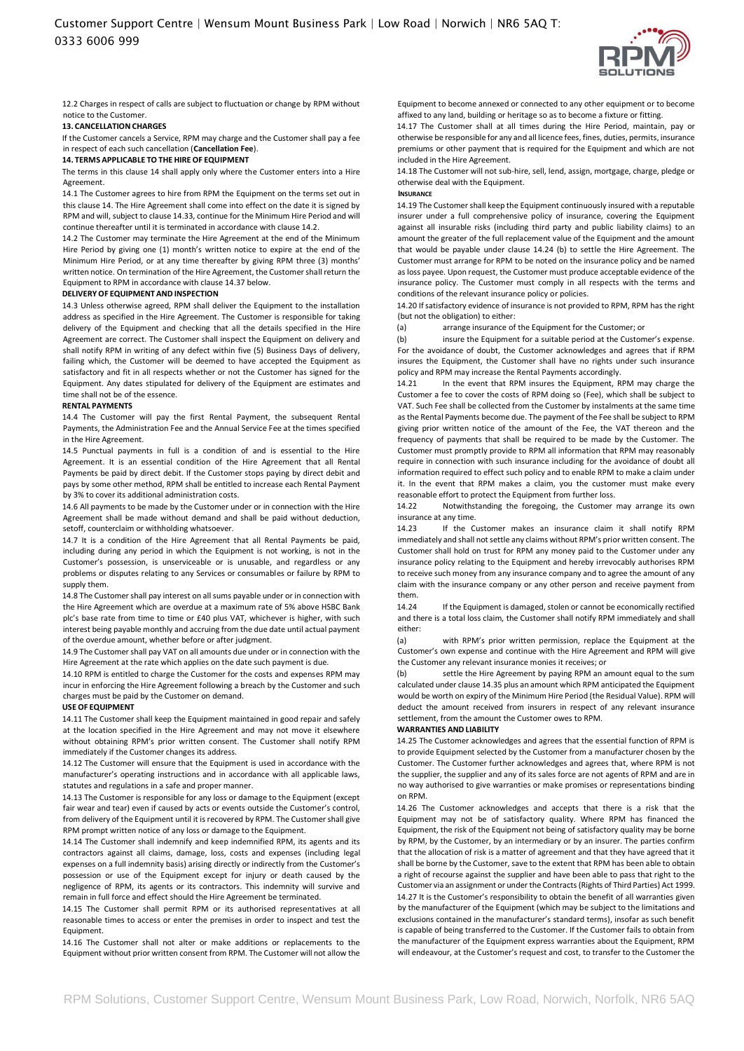12.2 Charges in respect of calls are subject to fluctuation or change by RPM without notice to the Customer.

**13. CANCELLATION CHARGES**

If the Customer cancels a Service, RPM may charge and the Customer shall pay a fee in respect of each such cancellation (**Cancellation Fee**).

**14. TERMS APPLICABLE TO THE HIRE OF EQUIPMENT**

The terms in this clause 14 shall apply only where the Customer enters into a Hire Agreement.

14.1 The Customer agrees to hire from RPM the Equipment on the terms set out in this clause 14. The Hire Agreement shall come into effect on the date it is signed by RPM and will, subject to clause 14.33, continue for the Minimum Hire Period and will continue thereafter until it is terminated in accordance with clause 14.2.

14.2 The Customer may terminate the Hire Agreement at the end of the Minimum Hire Period by giving one (1) month's written notice to expire at the end of the Minimum Hire Period, or at any time thereafter by giving RPM three (3) months' written notice. On termination of the Hire Agreement, the Customer shall return the Equipment to RPM in accordance with clause 14.37 below.

**DELIVERY OF EQUIPMENT AND INSPECTION**

14.3 Unless otherwise agreed, RPM shall deliver the Equipment to the installation address as specified in the Hire Agreement. The Customer is responsible for taking delivery of the Equipment and checking that all the details specified in the Hire Agreement are correct. The Customer shall inspect the Equipment on delivery and shall notify RPM in writing of any defect within five (5) Business Days of delivery, failing which, the Customer will be deemed to have accepted the Equipment as satisfactory and fit in all respects whether or not the Customer has signed for the Equipment. Any dates stipulated for delivery of the Equipment are estimates and time shall not be of the essence.

**RENTAL PAYMENTS**

14.4 The Customer will pay the first Rental Payment, the subsequent Rental Payments, the Administration Fee and the Annual Service Fee at the times specified in the Hire Agreement.

14.5 Punctual payments in full is a condition of and is essential to the Hire Agreement. It is an essential condition of the Hire Agreement that all Rental Payments be paid by direct debit. If the Customer stops paying by direct debit and pays by some other method, RPM shall be entitled to increase each Rental Payment by 3% to cover its additional administration costs.

14.6 All payments to be made by the Customer under or in connection with the Hire Agreement shall be made without demand and shall be paid without deduction, setoff, counterclaim or withholding whatsoever.

14.7 It is a condition of the Hire Agreement that all Rental Payments be paid, including during any period in which the Equipment is not working, is not in the Customer's possession, is unserviceable or is unusable, and regardless or any problems or disputes relating to any Services or consumables or failure by RPM to supply them.

14.8 The Customer shall pay interest on all sums payable under or in connection with the Hire Agreement which are overdue at a maximum rate of 5% above HSBC Bank plc's base rate from time to time or £40 plus VAT, whichever is higher, with such interest being payable monthly and accruing from the due date until actual payment of the overdue amount, whether before or after judgment.

14.9 The Customer shall pay VAT on all amounts due under or in connection with the Hire Agreement at the rate which applies on the date such payment is due.

14.10 RPM is entitled to charge the Customer for the costs and expenses RPM may incur in enforcing the Hire Agreement following a breach by the Customer and such charges must be paid by the Customer on demand.

**USE OF EQUIPMENT**

14.11 The Customer shall keep the Equipment maintained in good repair and safely at the location specified in the Hire Agreement and may not move it elsewhere without obtaining RPM's prior written consent. The Customer shall notify RPM immediately if the Customer changes its address.

14.12 The Customer will ensure that the Equipment is used in accordance with the manufacturer's operating instructions and in accordance with all applicable laws, statutes and regulations in a safe and proper manner.

14.13 The Customer is responsible for any loss or damage to the Equipment (except fair wear and tear) even if caused by acts or events outside the Customer's control, from delivery of the Equipment until it is recovered by RPM. The Customer shall give RPM prompt written notice of any loss or damage to the Equipment.

14.14 The Customer shall indemnify and keep indemnified RPM, its agents and its contractors against all claims, damage, loss, costs and expenses (including legal expenses on a full indemnity basis) arising directly or indirectly from the Customer's possession or use of the Equipment except for injury or death caused by the negligence of RPM, its agents or its contractors. This indemnity will survive and remain in full force and effect should the Hire Agreement be terminated.

14.15 The Customer shall permit RPM or its authorised representatives at all reasonable times to access or enter the premises in order to inspect and test the Equipment.

14.16 The Customer shall not alter or make additions or replacements to the Equipment without prior written consent from RPM. The Customer will not allow the Equipment to become annexed or connected to any other equipment or to become affixed to any land, building or heritage so as to become a fixture or fitting.

14.17 The Customer shall at all times during the Hire Period, maintain, pay or otherwise be responsible for any and all licence fees, fines, duties, permits, insurance premiums or other payment that is required for the Equipment and which are not included in the Hire Agreement.

14.18 The Customer will not sub-hire, sell, lend, assign, mortgage, charge, pledge or otherwise deal with the Equipment.

**INSURANCE**

14.19 The Customer shall keep the Equipment continuously insured with a reputable insurer under a full comprehensive policy of insurance, covering the Equipment against all insurable risks (including third party and public liability claims) to an amount the greater of the full replacement value of the Equipment and the amount that would be payable under clause 14.24 (b) to settle the Hire Agreement. The Customer must arrange for RPM to be noted on the insurance policy and be named as loss payee. Upon request, the Customer must produce acceptable evidence of the insurance policy. The Customer must comply in all respects with the terms and conditions of the relevant insurance policy or policies.

14.20 If satisfactory evidence of insurance is not provided to RPM, RPM has the right (but not the obligation) to either:

(a) arrange insurance of the Equipment for the Customer; or

(b) insure the Equipment for a suitable period at the Customer's expense.

For the avoidance of doubt, the Customer acknowledges and agrees that if RPM insures the Equipment, the Customer shall have no rights under such insurance policy and RPM may increase the Rental Payments accordingly.

14.21 In the event that RPM insures the Equipment, RPM may charge the Customer a fee to cover the costs of RPM doing so (Fee), which shall be subject to VAT. Such Fee shall be collected from the Customer by instalments at the same time as the Rental Payments become due. The payment of the Fee shall be subject to RPM giving prior written notice of the amount of the Fee, the VAT thereon and the frequency of payments that shall be required to be made by the Customer. The Customer must promptly provide to RPM all information that RPM may reasonably require in connection with such insurance including for the avoidance of doubt all information required to effect such policy and to enable RPM to make a claim under it. In the event that RPM makes a claim, you the customer must make every reasonable effort to protect the Equipment from further loss.

14.22 Notwithstanding the foregoing, the Customer may arrange its own insurance at any time.

14.23 If the Customer makes an insurance claim it shall notify RPM immediately and shall not settle any claims without RPM's prior written consent. The Customer shall hold on trust for RPM any money paid to the Customer under any insurance policy relating to the Equipment and hereby irrevocably authorises RPM to receive such money from any insurance company and to agree the amount of any claim with the insurance company or any other person and receive payment from them.

14.24 If the Equipment is damaged, stolen or cannot be economically rectified and there is a total loss claim, the Customer shall notify RPM immediately and shall either:

(a) with RPM's prior written permission, replace the Equipment at the Customer's own expense and continue with the Hire Agreement and RPM will give the Customer any relevant insurance monies it receives; or

(b) settle the Hire Agreement by paying RPM an amount equal to the sum calculated under clause 14.35 plus an amount which RPM anticipated the Equipment would be worth on expiry of the Minimum Hire Period (the Residual Value). RPM will deduct the amount received from insurers in respect of any relevant insurance settlement, from the amount the Customer owes to RPM.

**WARRANTIES AND LIABILITY**

14.25 The Customer acknowledges and agrees that the essential function of RPM is to provide Equipment selected by the Customer from a manufacturer chosen by the Customer. The Customer further acknowledges and agrees that, where RPM is not the supplier, the supplier and any of its sales force are not agents of RPM and are in no way authorised to give warranties or make promises or representations binding on RPM.

14.26 The Customer acknowledges and accepts that there is a risk that the Equipment may not be of satisfactory quality. Where RPM has financed the Equipment, the risk of the Equipment not being of satisfactory quality may be borne by RPM, by the Customer, by an intermediary or by an insurer. The parties confirm that the allocation of risk is a matter of agreement and that they have agreed that it shall be borne by the Customer, save to the extent that RPM has been able to obtain a right of recourse against the supplier and have been able to pass that right to the Customer via an assignment or under the Contracts (Rights of Third Parties) Act 1999.

14.27 It is the Customer's responsibility to obtain the benefit of all warranties given by the manufacturer of the Equipment (which may be subject to the limitations and exclusions contained in the manufacturer's standard terms), insofar as such benefit is capable of being transferred to the Customer. If the Customer fails to obtain from the manufacturer of the Equipment express warranties about the Equipment, RPM will endeavour, at the Customer's request and cost, to transfer to the Customer the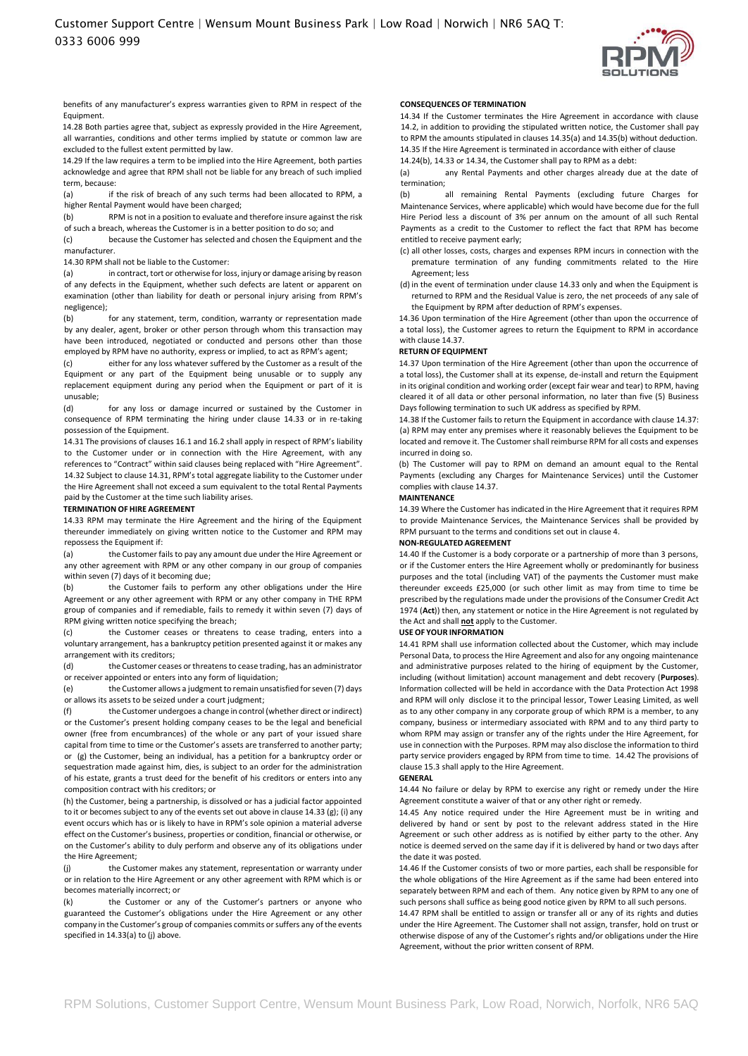benefits of any manufacturer's express warranties given to RPM in respect of the Equipment.

14.28 Both parties agree that, subject as expressly provided in the Hire Agreement, all warranties, conditions and other terms implied by statute or common law are excluded to the fullest extent permitted by law.

14.29 If the law requires a term to be implied into the Hire Agreement, both parties acknowledge and agree that RPM shall not be liable for any breach of such implied term, because:

(a) if the risk of breach of any such terms had been allocated to RPM, a higher Rental Payment would have been charged;

(b) RPM is not in a position to evaluate and therefore insure against the risk of such a breach, whereas the Customer is in a better position to do so; and

(c) because the Customer has selected and chosen the Equipment and the manufacturer.

14.30 RPM shall not be liable to the Customer:

(a) in contract, tort or otherwise for loss, injury or damage arising by reason of any defects in the Equipment, whether such defects are latent or apparent on examination (other than liability for death or personal injury arising from RPM's negligence);

(b) for any statement, term, condition, warranty or representation made by any dealer, agent, broker or other person through whom this transaction may have been introduced, negotiated or conducted and persons other than those employed by RPM have no authority, express or implied, to act as RPM's agent;

(c) either for any loss whatever suffered by the Customer as a result of the Equipment or any part of the Equipment being unusable or to supply any replacement equipment during any period when the Equipment or part of it is unusable;

(d) for any loss or damage incurred or sustained by the Customer in consequence of RPM terminating the hiring under clause 14.33 or in re-taking possession of the Equipment.

14.31 The provisions of clauses 16.1 and 16.2 shall apply in respect of RPM's liability to the Customer under or in connection with the Hire Agreement, with any references to "Contract" within said clauses being replaced with "Hire Agreement".

14.32 Subject to clause 14.31, RPM's total aggregate liability to the Customer under the Hire Agreement shall not exceed a sum equivalent to the total Rental Payments paid by the Customer at the time such liability arises.

**TERMINATION OF HIRE AGREEMENT**

14.33 RPM may terminate the Hire Agreement and the hiring of the Equipment thereunder immediately on giving written notice to the Customer and RPM may repossess the Equipment if:

(a) the Customer fails to pay any amount due under the Hire Agreement or any other agreement with RPM or any other company in our group of companies within seven (7) days of it becoming due;

(b) the Customer fails to perform any other obligations under the Hire Agreement or any other agreement with RPM or any other company in THE RPM group of companies and if remediable, fails to remedy it within seven (7) days of RPM giving written notice specifying the breach;

(c) the Customer ceases or threatens to cease trading, enters into a voluntary arrangement, has a bankruptcy petition presented against it or makes any arrangement with its creditors;

(d) the Customer ceases or threatens to cease trading, has an administrator or receiver appointed or enters into any form of liquidation;

(e) the Customer allows a judgment to remain unsatisfied for seven (7) days or allows its assets to be seized under a court judgment;

(f) the Customer undergoes a change in control (whether direct or indirect) or the Customer's present holding company ceases to be the legal and beneficial owner (free from encumbrances) of the whole or any part of your issued share capital from time to time or the Customer's assets are transferred to another party; or (g) the Customer, being an individual, has a petition for a bankruptcy order or sequestration made against him, dies, is subject to an order for the administration of his estate, grants a trust deed for the benefit of his creditors or enters into any composition contract with his creditors; or

(h) the Customer, being a partnership, is dissolved or has a judicial factor appointed to it or becomes subject to any of the events set out above in clause 14.33 (g); (i) any event occurs which has or is likely to have in RPM's sole opinion a material adverse effect on the Customer's business, properties or condition, financial or otherwise, or on the Customer's ability to duly perform and observe any of its obligations under the Hire Agreement;

(j) the Customer makes any statement, representation or warranty under or in relation to the Hire Agreement or any other agreement with RPM which is or becomes materially incorrect; or

(k) the Customer or any of the Customer's partners or anyone who guaranteed the Customer's obligations under the Hire Agreement or any other company in the Customer's group of companies commits or suffers any of the events specified in 14.33(a) to (j) above.

**CONSEQUENCES OF TERMINATION**

14.34 If the Customer terminates the Hire Agreement in accordance with clause 14.2, in addition to providing the stipulated written notice, the Customer shall pay to RPM the amounts stipulated in clauses 14.35(a) and 14.35(b) without deduction.

14.35 If the Hire Agreement is terminated in accordance with either of clause 14.24(b), 14.33 or 14.34, the Customer shall pay to RPM as a debt:

(a) any Rental Payments and other charges already due at the date of termination;

(b) all remaining Rental Payments (excluding future Charges for Maintenance Services, where applicable) which would have become due for the full Hire Period less a discount of 3% per annum on the amount of all such Rental Payments as a credit to the Customer to reflect the fact that RPM has become entitled to receive payment early;

(c) all other losses, costs, charges and expenses RPM incurs in connection with the premature termination of any funding commitments related to the Hire Agreement; less

(d) in the event of termination under clause 14.33 only and when the Equipment is returned to RPM and the Residual Value is zero, the net proceeds of any sale of the Equipment by RPM after deduction of RPM's expenses.

14.36 Upon termination of the Hire Agreement (other than upon the occurrence of a total loss), the Customer agrees to return the Equipment to RPM in accordance with clause 14.37.

**RETURN OF EQUIPMENT**

14.37 Upon termination of the Hire Agreement (other than upon the occurrence of a total loss), the Customer shall at its expense, de-install and return the Equipment in its original condition and working order (except fair wear and tear) to RPM, having cleared it of all data or other personal information, no later than five (5) Business Days following termination to such UK address as specified by RPM.

14.38 If the Customer fails to return the Equipment in accordance with clause 14.37: (a) RPM may enter any premises where it reasonably believes the Equipment to be located and remove it. The Customer shall reimburse RPM for all costs and expenses incurred in doing so.

(b) The Customer will pay to RPM on demand an amount equal to the Rental Payments (excluding any Charges for Maintenance Services) until the Customer complies with clause 14.37.

**MAINTENANCE**

14.39 Where the Customer has indicated in the Hire Agreement that it requires RPM to provide Maintenance Services, the Maintenance Services shall be provided by RPM pursuant to the terms and conditions set out in clause 4.

**NON-REGULATED AGREEMENT**

14.40 If the Customer is a body corporate or a partnership of more than 3 persons, or if the Customer enters the Hire Agreement wholly or predominantly for business purposes and the total (including VAT) of the payments the Customer must make thereunder exceeds £25,000 (or such other limit as may from time to time be prescribed by the regulations made under the provisions of the Consumer Credit Act 1974 (**Act**)) then, any statement or notice in the Hire Agreement is not regulated by the Act and shall **not** apply to the Customer.

**USE OF YOUR INFORMATION**

14.41 RPM shall use information collected about the Customer, which may include Personal Data, to process the Hire Agreement and also for any ongoing maintenance and administrative purposes related to the hiring of equipment by the Customer, including (without limitation) account management and debt recovery (**Purposes**). Information collected will be held in accordance with the Data Protection Act 1998 and RPM will only disclose it to the principal lessor, Tower Leasing Limited, as well as to any other company in any corporate group of which RPM is a member, to any company, business or intermediary associated with RPM and to any third party to whom RPM may assign or transfer any of the rights under the Hire Agreement, for use in connection with the Purposes. RPM may also disclose the information to third party service providers engaged by RPM from time to time. 14.42 The provisions of clause 15.3 shall apply to the Hire Agreement.

**GENERAL**

14.44 No failure or delay by RPM to exercise any right or remedy under the Hire Agreement constitute a waiver of that or any other right or remedy.

14.45 Any notice required under the Hire Agreement must be in writing and delivered by hand or sent by post to the relevant address stated in the Hire Agreement or such other address as is notified by either party to the other. Any notice is deemed served on the same day if it is delivered by hand or two days after the date it was posted.

14.46 If the Customer consists of two or more parties, each shall be responsible for the whole obligations of the Hire Agreement as if the same had been entered into separately between RPM and each of them. Any notice given by RPM to any one of such persons shall suffice as being good notice given by RPM to all such persons.

14.47 RPM shall be entitled to assign or transfer all or any of its rights and duties under the Hire Agreement. The Customer shall not assign, transfer, hold on trust or otherwise dispose of any of the Customer's rights and/or obligations under the Hire Agreement, without the prior written consent of RPM.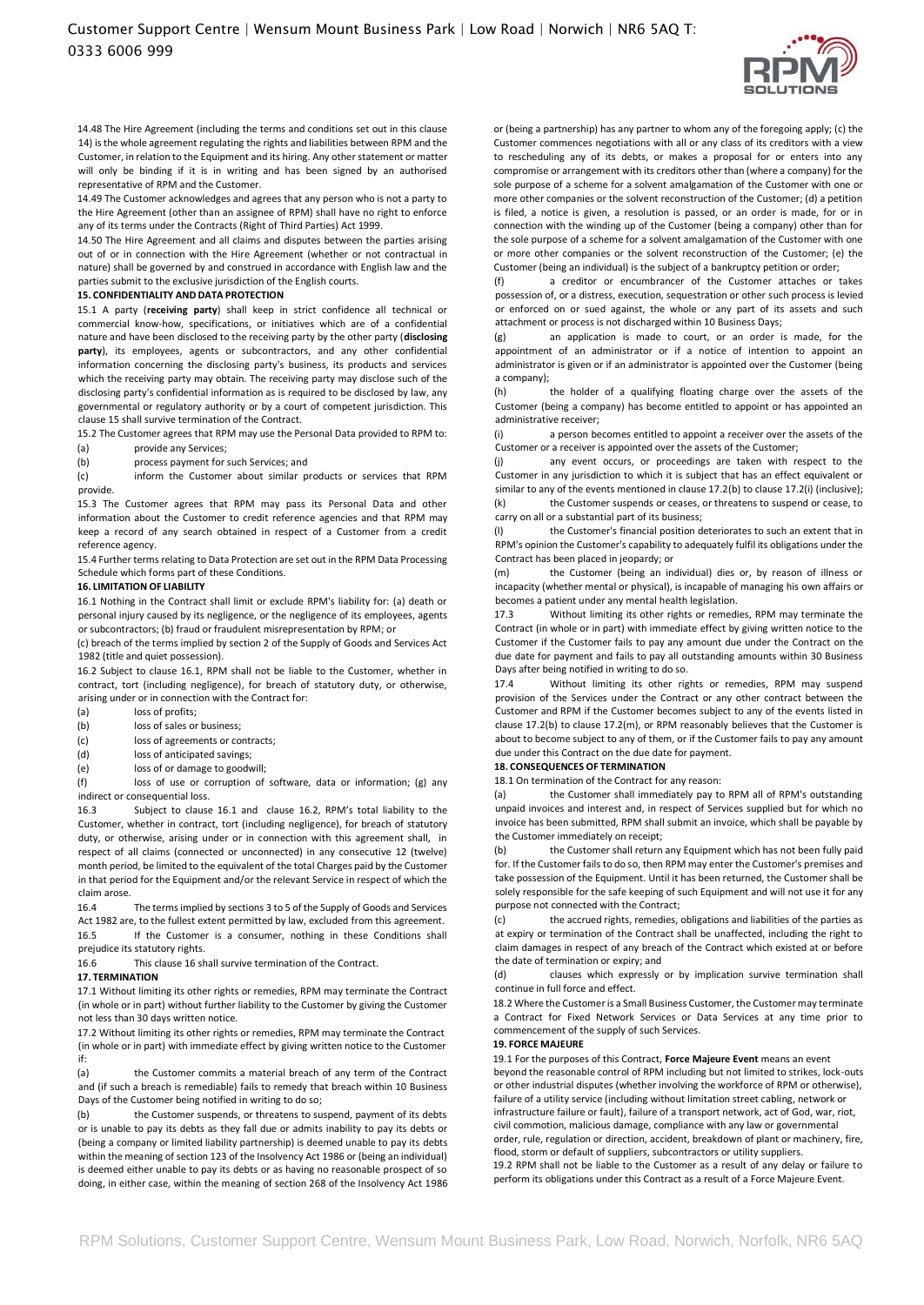14.48 The Hire Agreement (including the terms and conditions set out in this clause 14) is the whole agreement regulating the rights and liabilities between RPM and the Customer, in relation to the Equipment and its hiring. Any other statement or matter will only be binding if it is in writing and has been signed by an authorised representative of RPM and the Customer.

14.49 The Customer acknowledges and agrees that any person who is not a party to the Hire Agreement (other than an assignee of RPM) shall have no right to enforce any of its terms under the Contracts (Right of Third Parties) Act 1999.

14.50 The Hire Agreement and all claims and disputes between the parties arising out of or in connection with the Hire Agreement (whether or not contractual in nature) shall be governed by and construed in accordance with English law and the parties submit to the exclusive jurisdiction of the English courts.

**15. CONFIDENTIALITY AND DATA PROTECTION**

15.1 A party (**receiving party**) shall keep in strict confidence all technical or commercial know-how, specifications, or initiatives which are of a confidential nature and have been disclosed to the receiving party by the other party (**disclosing party**), its employees, agents or subcontractors, and any other confidential information concerning the disclosing party's business, its products and services which the receiving party may obtain. The receiving party may disclose such of the disclosing party's confidential information as is required to be disclosed by law, any governmental or regulatory authority or by a court of competent jurisdiction. This clause 15 shall survive termination of the Contract.

15.2 The Customer agrees that RPM may use the Personal Data provided to RPM to:

(a) provide any Services;

(b) process payment for such Services; and

(c) inform the Customer about similar products or services that RPM provide.

15.3 The Customer agrees that RPM may pass its Personal Data and other information about the Customer to credit reference agencies and that RPM may keep a record of any search obtained in respect of a Customer from a credit reference agency.

15.4 Further terms relating to Data Protection are set out in the RPM Data Processing Schedule which forms part of these Conditions.

**16. LIMITATION OF LIABILITY**

16.1 Nothing in the Contract shall limit or exclude RPM's liability for: (a) death or personal injury caused by its negligence, or the negligence of its employees, agents or subcontractors; (b) fraud or fraudulent misrepresentation by RPM; or

(c) breach of the terms implied by section 2 of the Supply of Goods and Services Act 1982 (title and quiet possession).

16.2 Subject to clause 16.1, RPM shall not be liable to the Customer, whether in contract, tort (including negligence), for breach of statutory duty, or otherwise, arising under or in connection with the Contract for:

(a) loss of profits;

(b) loss of sales or business;

(c) loss of agreements or contracts;

(d) loss of anticipated savings;

(e) loss of or damage to goodwill;

(f) loss of use or corruption of software, data or information; (g) any indirect or consequential loss.

16.3 Subject to clause 16.1 and clause 16.2, RPM's total liability to the Customer, whether in contract, tort (including negligence), for breach of statutory duty, or otherwise, arising under or in connection with this agreement shall, in respect of all claims (connected or unconnected) in any consecutive 12 (twelve) month period, be limited to the equivalent of the total Charges paid by the Customer in that period for the Equipment and/or the relevant Service in respect of which the claim arose.

16.4 The terms implied by sections 3 to 5 of the Supply of Goods and Services Act 1982 are, to the fullest extent permitted by law, excluded from this agreement.

16.5 If the Customer is a consumer, nothing in these Conditions shall prejudice its statutory rights.

16.6 This clause 16 shall survive termination of the Contract.

**17. TERMINATION**

17.1 Without limiting its other rights or remedies, RPM may terminate the Contract (in whole or in part) without further liability to the Customer by giving the Customer not less than 30 days written notice.

17.2 Without limiting its other rights or remedies, RPM may terminate the Contract (in whole or in part) with immediate effect by giving written notice to the Customer if:

(a) the Customer commits a material breach of any term of the Contract and (if such a breach is remediable) fails to remedy that breach within 10 Business Days of the Customer being notified in writing to do so;

(b) the Customer suspends, or threatens to suspend, payment of its debts or is unable to pay its debts as they fall due or admits inability to pay its debts or (being a company or limited liability partnership) is deemed unable to pay its debts within the meaning of section 123 of the Insolvency Act 1986 or (being an individual) is deemed either unable to pay its debts or as having no reasonable prospect of so doing, in either case, within the meaning of section 268 of the Insolvency Act 1986 or (being a partnership) has any partner to whom any of the foregoing apply; (c) the Customer commences negotiations with all or any class of its creditors with a view to rescheduling any of its debts, or makes a proposal for or enters into any compromise or arrangement with its creditors other than (where a company) for the sole purpose of a scheme for a solvent amalgamation of the Customer with one or more other companies or the solvent reconstruction of the Customer; (d) a petition is filed, a notice is given, a resolution is passed, or an order is made, for or in connection with the winding up of the Customer (being a company) other than for the sole purpose of a scheme for a solvent amalgamation of the Customer with one or more other companies or the solvent reconstruction of the Customer; (e) the Customer (being an individual) is the subject of a bankruptcy petition or order;

(f) a creditor or encumbrancer of the Customer attaches or takes possession of, or a distress, execution, sequestration or other such process is levied or enforced on or sued against, the whole or any part of its assets and such attachment or process is not discharged within 10 Business Days;

(g) an application is made to court, or an order is made, for the appointment of an administrator or if a notice of intention to appoint an administrator is given or if an administrator is appointed over the Customer (being a company);

(h) the holder of a qualifying floating charge over the assets of the Customer (being a company) has become entitled to appoint or has appointed an administrative receiver;

(i) a person becomes entitled to appoint a receiver over the assets of the Customer or a receiver is appointed over the assets of the Customer;

(j) any event occurs, or proceedings are taken with respect to the Customer in any jurisdiction to which it is subject that has an effect equivalent or similar to any of the events mentioned in clause 17.2(b) to clause 17.2(i) (inclusive);

(k) the Customer suspends or ceases, or threatens to suspend or cease, to carry on all or a substantial part of its business;

(l) the Customer's financial position deteriorates to such an extent that in RPM's opinion the Customer's capability to adequately fulfil its obligations under the Contract has been placed in jeopardy; or

(m) the Customer (being an individual) dies or, by reason of illness or incapacity (whether mental or physical), is incapable of managing his own affairs or becomes a patient under any mental health legislation.

17.3 Without limiting its other rights or remedies, RPM may terminate the Contract (in whole or in part) with immediate effect by giving written notice to the Customer if the Customer fails to pay any amount due under the Contract on the due date for payment and fails to pay all outstanding amounts within 30 Business Days after being notified in writing to do so.

17.4 Without limiting its other rights or remedies, RPM may suspend provision of the Services under the Contract or any other contract between the Customer and RPM if the Customer becomes subject to any of the events listed in clause 17.2(b) to clause 17.2(m), or RPM reasonably believes that the Customer is about to become subject to any of them, or if the Customer fails to pay any amount due under this Contract on the due date for payment.

**18. CONSEQUENCES OF TERMINATION**

18.1 On termination of the Contract for any reason:

(a) the Customer shall immediately pay to RPM all of RPM's outstanding unpaid invoices and interest and, in respect of Services supplied but for which no invoice has been submitted, RPM shall submit an invoice, which shall be payable by the Customer immediately on receipt;

(b) the Customer shall return any Equipment which has not been fully paid for. If the Customer fails to do so, then RPM may enter the Customer's premises and take possession of the Equipment. Until it has been returned, the Customer shall be solely responsible for the safe keeping of such Equipment and will not use it for any purpose not connected with the Contract;

(c) the accrued rights, remedies, obligations and liabilities of the parties as at expiry or termination of the Contract shall be unaffected, including the right to claim damages in respect of any breach of the Contract which existed at or before the date of termination or expiry; and

(d) clauses which expressly or by implication survive termination shall continue in full force and effect.

18.2 Where the Customer is a Small Business Customer, the Customer may terminate a Contract for Fixed Network Services or Data Services at any time prior to commencement of the supply of such Services.

**19. FORCE MAJEURE**

19.1 For the purposes of this Contract, **Force Majeure Event** means an event beyond the reasonable control of RPM including but not limited to strikes, lock-outs or other industrial disputes (whether involving the workforce of RPM or otherwise), failure of a utility service (including without limitation street cabling, network or infrastructure failure or fault), failure of a transport network, act of God, war, riot, civil commotion, malicious damage, compliance with any law or governmental order, rule, regulation or direction, accident, breakdown of plant or machinery, fire, flood, storm or default of suppliers, subcontractors or utility suppliers.

19.2 RPM shall not be liable to the Customer as a result of any delay or failure to perform its obligations under this Contract as a result of a Force Majeure Event.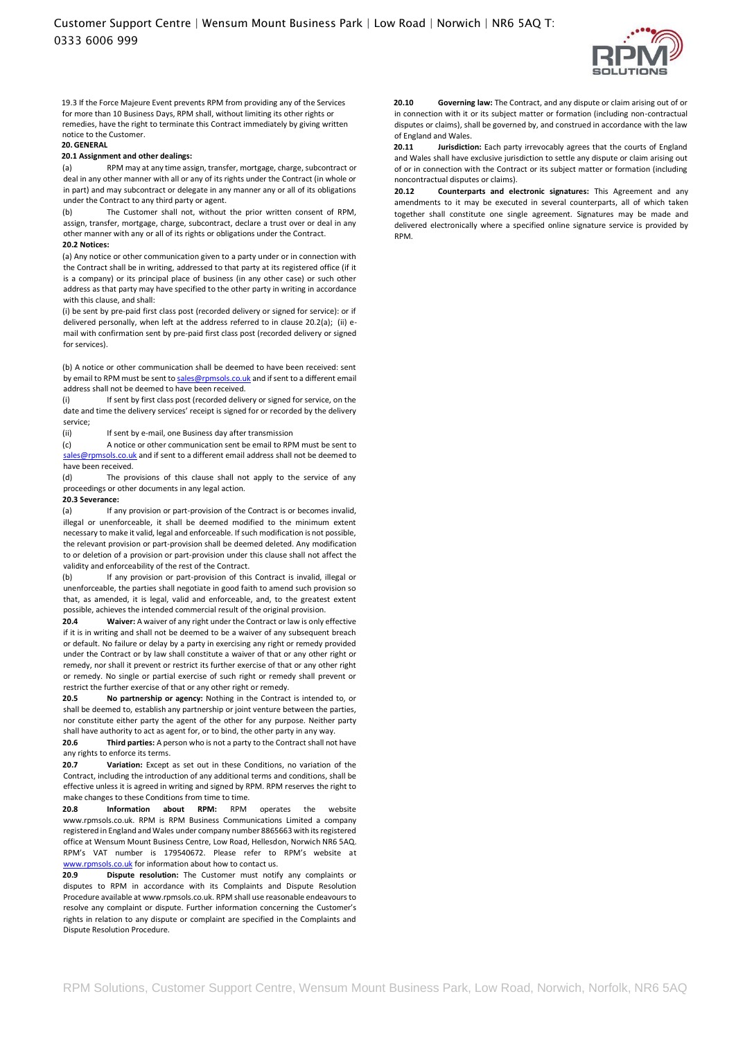19.3 If the Force Majeure Event prevents RPM from providing any of the Services for more than 10 Business Days, RPM shall, without limiting its other rights or remedies, have the right to terminate this Contract immediately by giving written notice to the Customer.

**20. GENERAL**

**20.1 Assignment and other dealings:**

(a) RPM may at any time assign, transfer, mortgage, charge, subcontract or deal in any other manner with all or any of its rights under the Contract (in whole or in part) and may subcontract or delegate in any manner any or all of its obligations under the Contract to any third party or agent.

(b) The Customer shall not, without the prior written consent of RPM, assign, transfer, mortgage, charge, subcontract, declare a trust over or deal in any other manner with any or all of its rights or obligations under the Contract.

**20.2 Notices:**

(a) Any notice or other communication given to a party under or in connection with the Contract shall be in writing, addressed to that party at its registered office (if it is a company) or its principal place of business (in any other case) or such other address as that party may have specified to the other party in writing in accordance with this clause, and shall:

(i) be sent by pre-paid first class post (recorded delivery or signed for service): or if delivered personally, when left at the address referred to in clause 20.2(a); (ii) e-mail with confirmation sent by pre-paid first class post (recorded delivery or signed for services).

(b) A notice or other communication shall be deemed to have been received: sent by email to RPM must be sent to sales@rpmsols.co.uk and if sent to a different email address shall not be deemed to have been received.

(i) If sent by first class post (recorded delivery or signed for service, on the date and time the delivery services' receipt is signed for or recorded by the delivery service;

(ii) If sent by e-mail, one Business day after transmission

(c) A notice or other communication sent be email to RPM must be sent to sales@rpmsols.co.uk and if sent to a different email address shall not be deemed to have been received.

(d) The provisions of this clause shall not apply to the service of any proceedings or other documents in any legal action.

**20.3 Severance:**

(a) If any provision or part-provision of the Contract is or becomes invalid, illegal or unenforceable, it shall be deemed modified to the minimum extent necessary to make it valid, legal and enforceable. If such modification is not possible, the relevant provision or part-provision shall be deemed deleted. Any modification to or deletion of a provision or part-provision under this clause shall not affect the validity and enforceability of the rest of the Contract.

(b) If any provision or part-provision of this Contract is invalid, illegal or unenforceable, the parties shall negotiate in good faith to amend such provision so that, as amended, it is legal, valid and enforceable, and, to the greatest extent possible, achieves the intended commercial result of the original provision.

**20.4 Waiver:** A waiver of any right under the Contract or law is only effective if it is in writing and shall not be deemed to be a waiver of any subsequent breach or default. No failure or delay by a party in exercising any right or remedy provided under the Contract or by law shall constitute a waiver of that or any other right or remedy, nor shall it prevent or restrict its further exercise of that or any other right or remedy. No single or partial exercise of such right or remedy shall prevent or restrict the further exercise of that or any other right or remedy.

**20.5 No partnership or agency:** Nothing in the Contract is intended to, or shall be deemed to, establish any partnership or joint venture between the parties, nor constitute either party the agent of the other for any purpose. Neither party shall have authority to act as agent for, or to bind, the other party in any way.

**20.6 Third parties:** A person who is not a party to the Contract shall not have any rights to enforce its terms.

**20.7 Variation:** Except as set out in these Conditions, no variation of the Contract, including the introduction of any additional terms and conditions, shall be effective unless it is agreed in writing and signed by RPM. RPM reserves the right to make changes to these Conditions from time to time.

**20.8 Information about RPM:** RPM operates the website www.rpmsols.co.uk. RPM is RPM Business Communications Limited a company registered in England and Wales under company number 8865663 with its registered office at Wensum Mount Business Centre, Low Road, Hellesdon, Norwich NR6 5AQ. RPM's VAT number is 179540672. Please refer to RPM's website at www.rpmsols.co.uk for information about how to contact us.

**20.9 Dispute resolution:** The Customer must notify any complaints or disputes to RPM in accordance with its Complaints and Dispute Resolution Procedure available at www.rpmsols.co.uk. RPM shall use reasonable endeavours to resolve any complaint or dispute. Further information concerning the Customer's rights in relation to any dispute or complaint are specified in the Complaints and Dispute Resolution Procedure.

**20.10 Governing law:** The Contract, and any dispute or claim arising out of or in connection with it or its subject matter or formation (including non-contractual disputes or claims), shall be governed by, and construed in accordance with the law of England and Wales.

**20.11 Jurisdiction:** Each party irrevocably agrees that the courts of England and Wales shall have exclusive jurisdiction to settle any dispute or claim arising out of or in connection with the Contract or its subject matter or formation (including noncontractual disputes or claims).

**20.12 Counterparts and electronic signatures:** This Agreement and any amendments to it may be executed in several counterparts, all of which taken together shall constitute one single agreement. Signatures may be made and delivered electronically where a specified online signature service is provided by RPM.